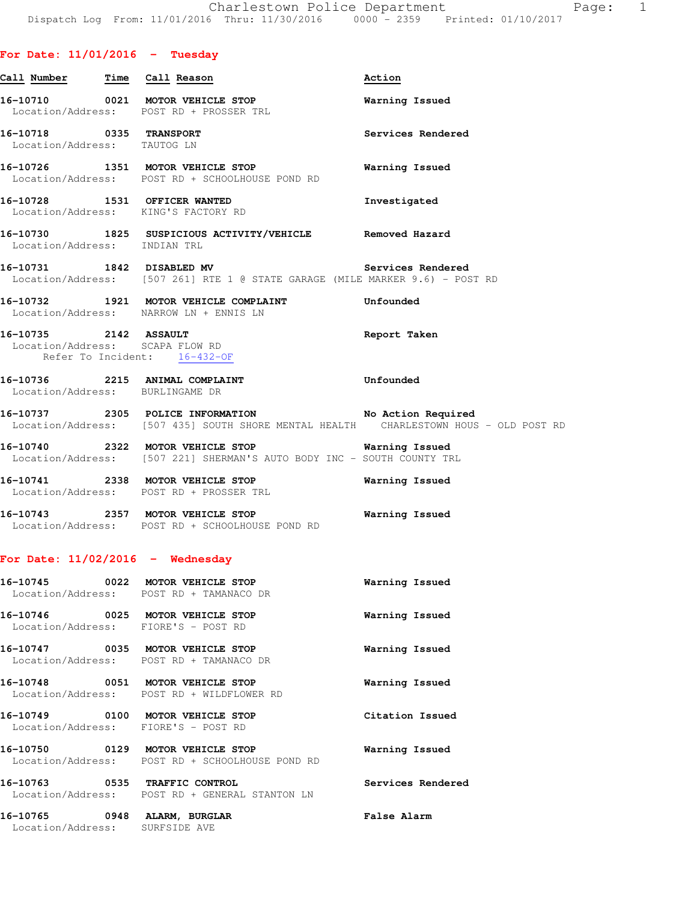Charlestown Police Department
Dispatch Log From: 11/01/2016 Thru: 11/30/2016 0000 - 2359 Printed: 01/10/2017

## For Date: 11/01/2016 - Tuesday

| Call Number | Time | Call Reason | Action |
|---|---|---|---|
| 16-10710 | 0021 | MOTOR VEHICLE STOP | Warning Issued |
| Location/Address: POST RD + PROSSER TRL | | | |
| 16-10718 | 0335 | TRANSPORT | Services Rendered |
| Location/Address: TAUTOG LN | | | |
| 16-10726 | 1351 | MOTOR VEHICLE STOP | Warning Issued |
| Location/Address: POST RD + SCHOOLHOUSE POND RD | | | |
| 16-10728 | 1531 | OFFICER WANTED | Investigated |
| Location/Address: KING'S FACTORY RD | | | |
| 16-10730 | 1825 | SUSPICIOUS ACTIVITY/VEHICLE | Removed Hazard |
| Location/Address: INDIAN TRL | | | |
| 16-10731 | 1842 | DISABLED MV | Services Rendered |
| Location/Address: [507 261] RTE 1 @ STATE GARAGE (MILE MARKER 9.6) - POST RD | | | |
| 16-10732 | 1921 | MOTOR VEHICLE COMPLAINT | Unfounded |
| Location/Address: NARROW LN + ENNIS LN | | | |
| 16-10735 | 2142 | ASSAULT | Report Taken |
| Location/Address: SCAPA FLOW RD<br>Refer To Incident: 16-432-OF | | | |
| 16-10736 | 2215 | ANIMAL COMPLAINT | Unfounded |
| Location/Address: BURLINGAME DR | | | |
| 16-10737 | 2305 | POLICE INFORMATION | No Action Required |
| Location/Address: [507 435] SOUTH SHORE MENTAL HEALTH CHARLESTOWN HOUS - OLD POST RD | | | |
| 16-10740 | 2322 | MOTOR VEHICLE STOP | Warning Issued |
| Location/Address: [507 221] SHERMAN'S AUTO BODY INC - SOUTH COUNTY TRL | | | |
| 16-10741 | 2338 | MOTOR VEHICLE STOP | Warning Issued |
| Location/Address: POST RD + PROSSER TRL | | | |
| 16-10743 | 2357 | MOTOR VEHICLE STOP | Warning Issued |
| Location/Address: POST RD + SCHOOLHOUSE POND RD | | | |

## For Date: 11/02/2016 - Wednesday

| Call Number | Time | Call Reason | Action |
|---|---|---|---|
| 16-10745 | 0022 | MOTOR VEHICLE STOP | Warning Issued |
| Location/Address: POST RD + TAMANACO DR | | | |
| 16-10746 | 0025 | MOTOR VEHICLE STOP | Warning Issued |
| Location/Address: FIORE'S - POST RD | | | |
| 16-10747 | 0035 | MOTOR VEHICLE STOP | Warning Issued |
| Location/Address: POST RD + TAMANACO DR | | | |
| 16-10748 | 0051 | MOTOR VEHICLE STOP | Warning Issued |
| Location/Address: POST RD + WILDFLOWER RD | | | |
| 16-10749 | 0100 | MOTOR VEHICLE STOP | Citation Issued |
| Location/Address: FIORE'S - POST RD | | | |
| 16-10750 | 0129 | MOTOR VEHICLE STOP | Warning Issued |
| Location/Address: POST RD + SCHOOLHOUSE POND RD | | | |
| 16-10763 | 0535 | TRAFFIC CONTROL | Services Rendered |
| Location/Address: POST RD + GENERAL STANTON LN | | | |
| 16-10765 | 0948 | ALARM, BURGLAR | False Alarm |
| Location/Address: SURFSIDE AVE | | | |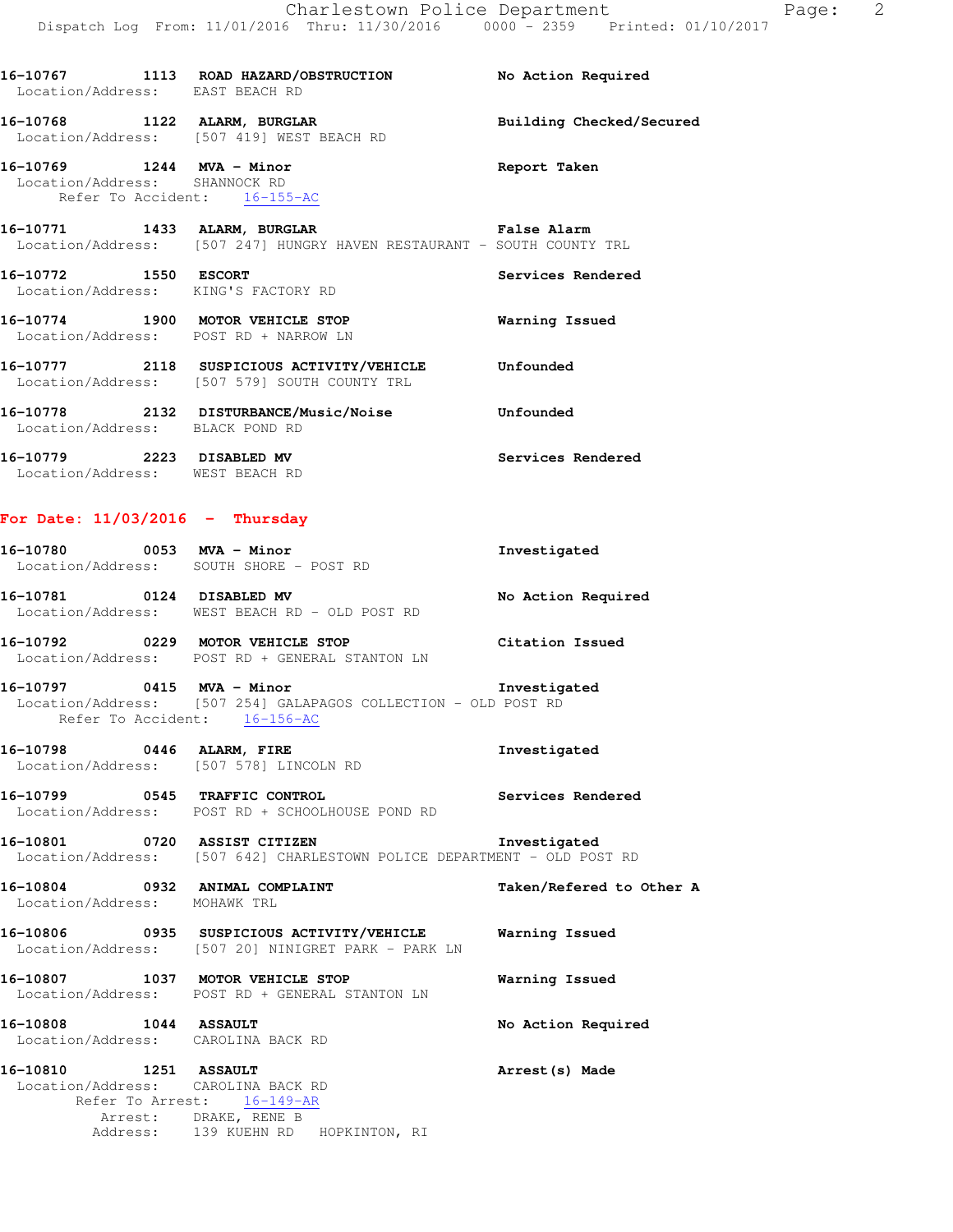**16-10767 1113 ROAD HAZARD/OBSTRUCTION** **No Action Required**
Location/Address: EAST BEACH RD

**16-10768 1122 ALARM, BURGLAR** **Building Checked/Secured**
Location/Address: [507 419] WEST BEACH RD

**16-10769 1244 MVA - Minor** **Report Taken**
Location/Address: SHANNOCK RD
Refer To Accident: 16-155-AC

**16-10771 1433 ALARM, BURGLAR** **False Alarm**
Location/Address: [507 247] HUNGRY HAVEN RESTAURANT - SOUTH COUNTY TRL

**16-10772 1550 ESCORT** **Services Rendered**
Location/Address: KING'S FACTORY RD

**16-10774 1900 MOTOR VEHICLE STOP** **Warning Issued**
Location/Address: POST RD + NARROW LN

**16-10777 2118 SUSPICIOUS ACTIVITY/VEHICLE** **Unfounded**
Location/Address: [507 579] SOUTH COUNTY TRL

**16-10778 2132 DISTURBANCE/Music/Noise** **Unfounded**
Location/Address: BLACK POND RD

**16-10779 2223 DISABLED MV** **Services Rendered**
Location/Address: WEST BEACH RD

## For Date: 11/03/2016 - Thursday

**16-10780 0053 MVA - Minor** **Investigated**
Location/Address: SOUTH SHORE - POST RD

**16-10781 0124 DISABLED MV** **No Action Required**
Location/Address: WEST BEACH RD - OLD POST RD

**16-10792 0229 MOTOR VEHICLE STOP** **Citation Issued**
Location/Address: POST RD + GENERAL STANTON LN

**16-10797 0415 MVA - Minor** **Investigated**
Location/Address: [507 254] GALAPAGOS COLLECTION - OLD POST RD
Refer To Accident: 16-156-AC

**16-10798 0446 ALARM, FIRE** **Investigated**
Location/Address: [507 578] LINCOLN RD

**16-10799 0545 TRAFFIC CONTROL** **Services Rendered**
Location/Address: POST RD + SCHOOLHOUSE POND RD

**16-10801 0720 ASSIST CITIZEN** **Investigated**
Location/Address: [507 642] CHARLESTOWN POLICE DEPARTMENT - OLD POST RD

**16-10804 0932 ANIMAL COMPLAINT** **Taken/Refered to Other A**
Location/Address: MOHAWK TRL

**16-10806 0935 SUSPICIOUS ACTIVITY/VEHICLE** **Warning Issued**
Location/Address: [507 20] NINIGRET PARK - PARK LN

**16-10807 1037 MOTOR VEHICLE STOP** **Warning Issued**
Location/Address: POST RD + GENERAL STANTON LN

**16-10808 1044 ASSAULT** **No Action Required**
Location/Address: CAROLINA BACK RD

**16-10810 1251 ASSAULT** **Arrest(s) Made**
Location/Address: CAROLINA BACK RD
Refer To Arrest: 16-149-AR
Arrest: DRAKE, RENE B
Address: 139 KUEHN RD HOPKINTON, RI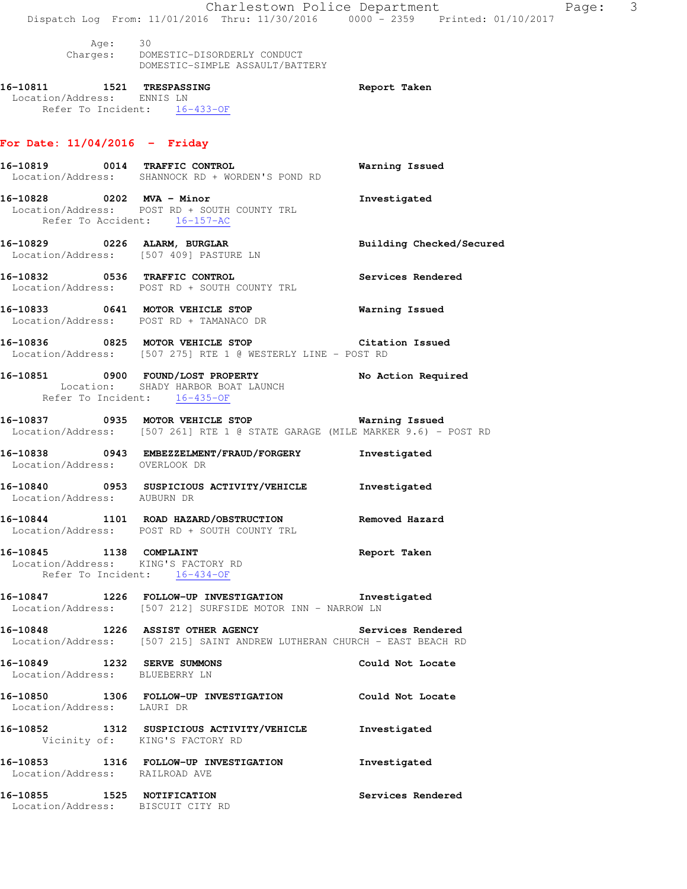Age: 30
Charges: DOMESTIC-DISORDERLY CONDUCT
DOMESTIC-SIMPLE ASSAULT/BATTERY

**16-10811 1521 TRESPASSING** Report Taken
Location/Address: ENNIS LN
Refer To Incident: 16-433-OF

## For Date: 11/04/2016 - Friday

**16-10819 0014 TRAFFIC CONTROL** Warning Issued
Location/Address: SHANNOCK RD + WORDEN'S POND RD

**16-10828 0202 MVA - Minor** Investigated
Location/Address: POST RD + SOUTH COUNTY TRL
Refer To Accident: 16-157-AC

**16-10829 0226 ALARM, BURGLAR** Building Checked/Secured
Location/Address: [507 409] PASTURE LN

**16-10832 0536 TRAFFIC CONTROL** Services Rendered
Location/Address: POST RD + SOUTH COUNTY TRL

**16-10833 0641 MOTOR VEHICLE STOP** Warning Issued
Location/Address: POST RD + TAMANACO DR

**16-10836 0825 MOTOR VEHICLE STOP** Citation Issued
Location/Address: [507 275] RTE 1 @ WESTERLY LINE - POST RD

**16-10851 0900 FOUND/LOST PROPERTY** No Action Required
Location: SHADY HARBOR BOAT LAUNCH
Refer To Incident: 16-435-OF

**16-10837 0935 MOTOR VEHICLE STOP** Warning Issued
Location/Address: [507 261] RTE 1 @ STATE GARAGE (MILE MARKER 9.6) - POST RD

**16-10838 0943 EMBEZZELMENT/FRAUD/FORGERY** Investigated
Location/Address: OVERLOOK DR

**16-10840 0953 SUSPICIOUS ACTIVITY/VEHICLE** Investigated
Location/Address: AUBURN DR

**16-10844 1101 ROAD HAZARD/OBSTRUCTION** Removed Hazard
Location/Address: POST RD + SOUTH COUNTY TRL

**16-10845 1138 COMPLAINT** Report Taken
Location/Address: KING'S FACTORY RD
Refer To Incident: 16-434-OF

**16-10847 1226 FOLLOW-UP INVESTIGATION** Investigated
Location/Address: [507 212] SURFSIDE MOTOR INN - NARROW LN

**16-10848 1226 ASSIST OTHER AGENCY** Services Rendered
Location/Address: [507 215] SAINT ANDREW LUTHERAN CHURCH - EAST BEACH RD

**16-10849 1232 SERVE SUMMONS** Could Not Locate
Location/Address: BLUEBERRY LN

**16-10850 1306 FOLLOW-UP INVESTIGATION** Could Not Locate
Location/Address: LAURI DR

**16-10852 1312 SUSPICIOUS ACTIVITY/VEHICLE** Investigated
Vicinity of: KING'S FACTORY RD

**16-10853 1316 FOLLOW-UP INVESTIGATION** Investigated
Location/Address: RAILROAD AVE

**16-10855 1525 NOTIFICATION** Services Rendered
Location/Address: BISCUIT CITY RD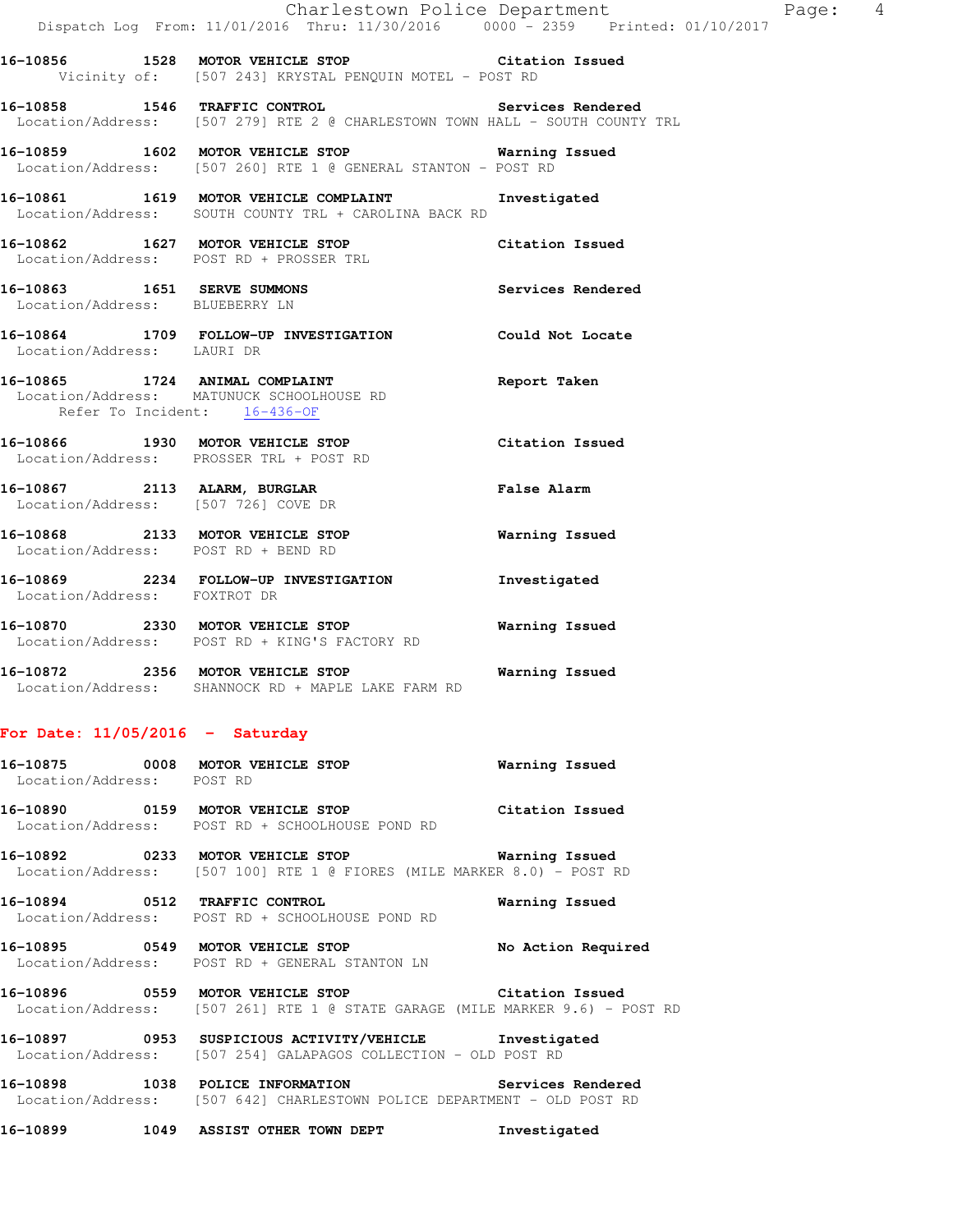**16-10856 1528 MOTOR VEHICLE STOP** Citation Issued
Vicinity of: [507 243] KRYSTAL PENQUIN MOTEL - POST RD

**16-10858 1546 TRAFFIC CONTROL** Services Rendered
Location/Address: [507 279] RTE 2 @ CHARLESTOWN TOWN HALL - SOUTH COUNTY TRL

**16-10859 1602 MOTOR VEHICLE STOP** Warning Issued
Location/Address: [507 260] RTE 1 @ GENERAL STANTON - POST RD

**16-10861 1619 MOTOR VEHICLE COMPLAINT** Investigated
Location/Address: SOUTH COUNTY TRL + CAROLINA BACK RD

**16-10862 1627 MOTOR VEHICLE STOP** Citation Issued
Location/Address: POST RD + PROSSER TRL

**16-10863 1651 SERVE SUMMONS** Services Rendered
Location/Address: BLUEBERRY LN

**16-10864 1709 FOLLOW-UP INVESTIGATION** Could Not Locate
Location/Address: LAURI DR

**16-10865 1724 ANIMAL COMPLAINT** Report Taken
Location/Address: MATUNUCK SCHOOLHOUSE RD
Refer To Incident: 16-436-OF

**16-10866 1930 MOTOR VEHICLE STOP** Citation Issued
Location/Address: PROSSER TRL + POST RD

**16-10867 2113 ALARM, BURGLAR** False Alarm
Location/Address: [507 726] COVE DR

**16-10868 2133 MOTOR VEHICLE STOP** Warning Issued
Location/Address: POST RD + BEND RD

**16-10869 2234 FOLLOW-UP INVESTIGATION** Investigated
Location/Address: FOXTROT DR

**16-10870 2330 MOTOR VEHICLE STOP** Warning Issued
Location/Address: POST RD + KING'S FACTORY RD

**16-10872 2356 MOTOR VEHICLE STOP** Warning Issued
Location/Address: SHANNOCK RD + MAPLE LAKE FARM RD

## For Date: 11/05/2016 - Saturday

**16-10875 0008 MOTOR VEHICLE STOP** Warning Issued
Location/Address: POST RD

**16-10890 0159 MOTOR VEHICLE STOP** Citation Issued
Location/Address: POST RD + SCHOOLHOUSE POND RD

**16-10892 0233 MOTOR VEHICLE STOP** Warning Issued
Location/Address: [507 100] RTE 1 @ FIORES (MILE MARKER 8.0) - POST RD

**16-10894 0512 TRAFFIC CONTROL** Warning Issued
Location/Address: POST RD + SCHOOLHOUSE POND RD

**16-10895 0549 MOTOR VEHICLE STOP** No Action Required
Location/Address: POST RD + GENERAL STANTON LN

**16-10896 0559 MOTOR VEHICLE STOP** Citation Issued
Location/Address: [507 261] RTE 1 @ STATE GARAGE (MILE MARKER 9.6) - POST RD

**16-10897 0953 SUSPICIOUS ACTIVITY/VEHICLE** Investigated
Location/Address: [507 254] GALAPAGOS COLLECTION - OLD POST RD

**16-10898 1038 POLICE INFORMATION** Services Rendered
Location/Address: [507 642] CHARLESTOWN POLICE DEPARTMENT - OLD POST RD

**16-10899 1049 ASSIST OTHER TOWN DEPT** Investigated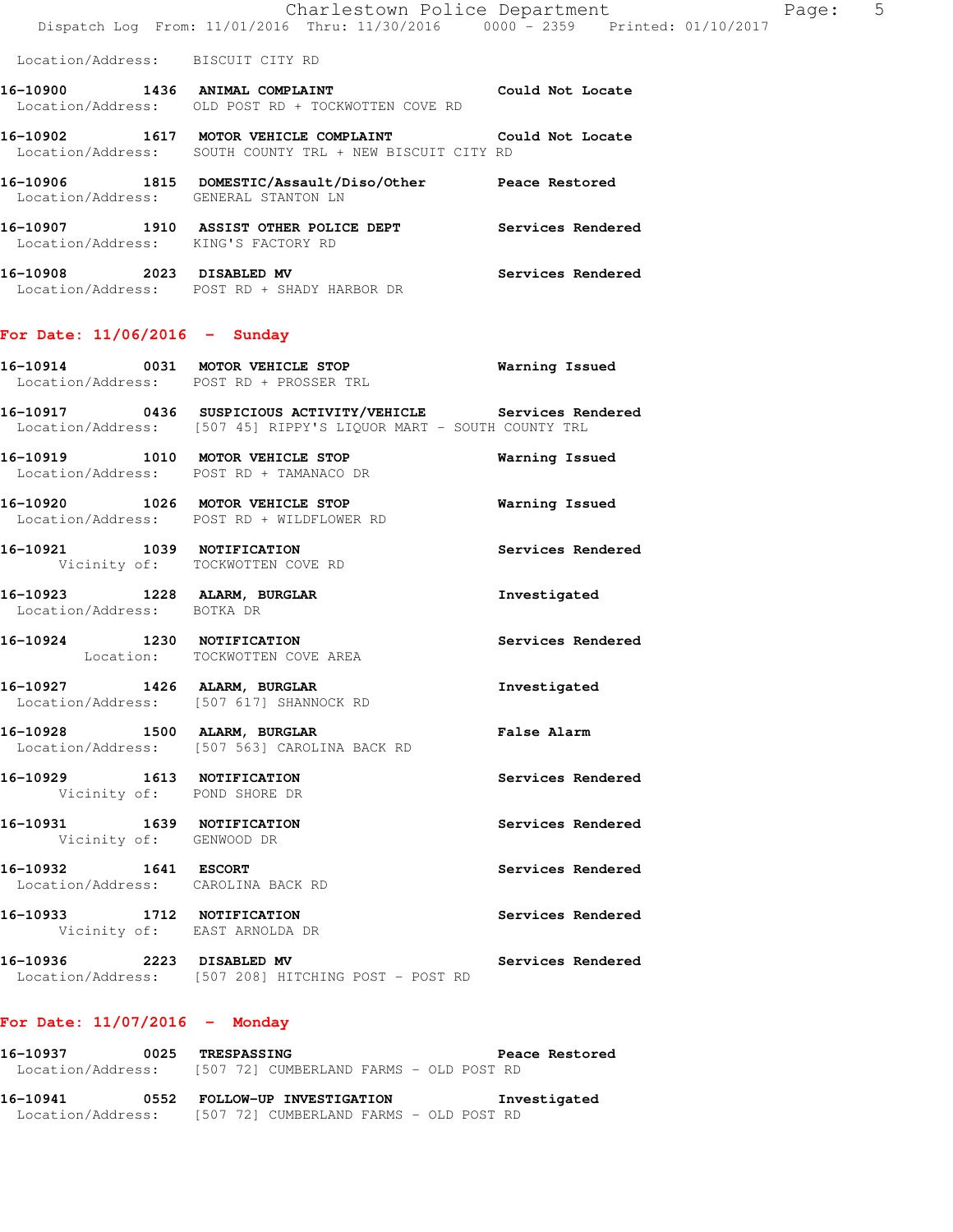Location/Address: BISCUIT CITY RD

**16-10900 1436 ANIMAL COMPLAINT** — **Could Not Locate**
Location/Address: OLD POST RD + TOCKWOTTEN COVE RD

**16-10902 1617 MOTOR VEHICLE COMPLAINT** — **Could Not Locate**
Location/Address: SOUTH COUNTY TRL + NEW BISCUIT CITY RD

**16-10906 1815 DOMESTIC/Assault/Diso/Other** — **Peace Restored**
Location/Address: GENERAL STANTON LN

**16-10907 1910 ASSIST OTHER POLICE DEPT** — **Services Rendered**
Location/Address: KING'S FACTORY RD

**16-10908 2023 DISABLED MV** — **Services Rendered**
Location/Address: POST RD + SHADY HARBOR DR

## For Date: 11/06/2016 - Sunday

**16-10914 0031 MOTOR VEHICLE STOP** — **Warning Issued**
Location/Address: POST RD + PROSSER TRL

**16-10917 0436 SUSPICIOUS ACTIVITY/VEHICLE** — **Services Rendered**
Location/Address: [507 45] RIPPY'S LIQUOR MART - SOUTH COUNTY TRL

**16-10919 1010 MOTOR VEHICLE STOP** — **Warning Issued**
Location/Address: POST RD + TAMANACO DR

**16-10920 1026 MOTOR VEHICLE STOP** — **Warning Issued**
Location/Address: POST RD + WILDFLOWER RD

**16-10921 1039 NOTIFICATION** — **Services Rendered**
Vicinity of: TOCKWOTTEN COVE RD

**16-10923 1228 ALARM, BURGLAR** — **Investigated**
Location/Address: BOTKA DR

**16-10924 1230 NOTIFICATION** — **Services Rendered**
Location: TOCKWOTTEN COVE AREA

**16-10927 1426 ALARM, BURGLAR** — **Investigated**
Location/Address: [507 617] SHANNOCK RD

**16-10928 1500 ALARM, BURGLAR** — **False Alarm**
Location/Address: [507 563] CAROLINA BACK RD

**16-10929 1613 NOTIFICATION** — **Services Rendered**
Vicinity of: POND SHORE DR

**16-10931 1639 NOTIFICATION** — **Services Rendered**
Vicinity of: GENWOOD DR

**16-10932 1641 ESCORT** — **Services Rendered**
Location/Address: CAROLINA BACK RD

**16-10933 1712 NOTIFICATION** — **Services Rendered**
Vicinity of: EAST ARNOLDA DR

**16-10936 2223 DISABLED MV** — **Services Rendered**
Location/Address: [507 208] HITCHING POST - POST RD

## For Date: 11/07/2016 - Monday

**16-10937 0025 TRESPASSING** — **Peace Restored**
Location/Address: [507 72] CUMBERLAND FARMS - OLD POST RD

**16-10941 0552 FOLLOW-UP INVESTIGATION** — **Investigated**
Location/Address: [507 72] CUMBERLAND FARMS - OLD POST RD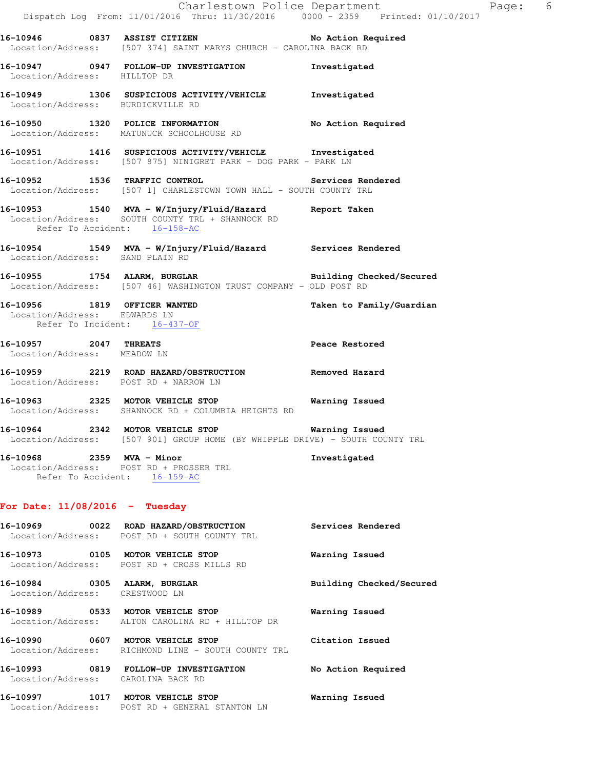**16-10946 0837 ASSIST CITIZEN** — **No Action Required**
Location/Address: [507 374] SAINT MARYS CHURCH - CAROLINA BACK RD

**16-10947 0947 FOLLOW-UP INVESTIGATION** — **Investigated**
Location/Address: HILLTOP DR

**16-10949 1306 SUSPICIOUS ACTIVITY/VEHICLE** — **Investigated**
Location/Address: BURDICKVILLE RD

**16-10950 1320 POLICE INFORMATION** — **No Action Required**
Location/Address: MATUNUCK SCHOOLHOUSE RD

**16-10951 1416 SUSPICIOUS ACTIVITY/VEHICLE** — **Investigated**
Location/Address: [507 875] NINIGRET PARK - DOG PARK - PARK LN

**16-10952 1536 TRAFFIC CONTROL** — **Services Rendered**
Location/Address: [507 1] CHARLESTOWN TOWN HALL - SOUTH COUNTY TRL

**16-10953 1540 MVA - W/Injury/Fluid/Hazard** — **Report Taken**
Location/Address: SOUTH COUNTY TRL + SHANNOCK RD
Refer To Accident: 16-158-AC

**16-10954 1549 MVA - W/Injury/Fluid/Hazard** — **Services Rendered**
Location/Address: SAND PLAIN RD

**16-10955 1754 ALARM, BURGLAR** — **Building Checked/Secured**
Location/Address: [507 46] WASHINGTON TRUST COMPANY - OLD POST RD

**16-10956 1819 OFFICER WANTED** — **Taken to Family/Guardian**
Location/Address: EDWARDS LN
Refer To Incident: 16-437-OF

**16-10957 2047 THREATS** — **Peace Restored**
Location/Address: MEADOW LN

**16-10959 2219 ROAD HAZARD/OBSTRUCTION** — **Removed Hazard**
Location/Address: POST RD + NARROW LN

**16-10963 2325 MOTOR VEHICLE STOP** — **Warning Issued**
Location/Address: SHANNOCK RD + COLUMBIA HEIGHTS RD

**16-10964 2342 MOTOR VEHICLE STOP** — **Warning Issued**
Location/Address: [507 901] GROUP HOME (BY WHIPPLE DRIVE) - SOUTH COUNTY TRL

**16-10968 2359 MVA - Minor** — **Investigated**
Location/Address: POST RD + PROSSER TRL
Refer To Accident: 16-159-AC

## For Date: 11/08/2016 - Tuesday

**16-10969 0022 ROAD HAZARD/OBSTRUCTION** — **Services Rendered**
Location/Address: POST RD + SOUTH COUNTY TRL

**16-10973 0105 MOTOR VEHICLE STOP** — **Warning Issued**
Location/Address: POST RD + CROSS MILLS RD

**16-10984 0305 ALARM, BURGLAR** — **Building Checked/Secured**
Location/Address: CRESTWOOD LN

**16-10989 0533 MOTOR VEHICLE STOP** — **Warning Issued**
Location/Address: ALTON CAROLINA RD + HILLTOP DR

**16-10990 0607 MOTOR VEHICLE STOP** — **Citation Issued**
Location/Address: RICHMOND LINE - SOUTH COUNTY TRL

**16-10993 0819 FOLLOW-UP INVESTIGATION** — **No Action Required**
Location/Address: CAROLINA BACK RD

**16-10997 1017 MOTOR VEHICLE STOP** — **Warning Issued**
Location/Address: POST RD + GENERAL STANTON LN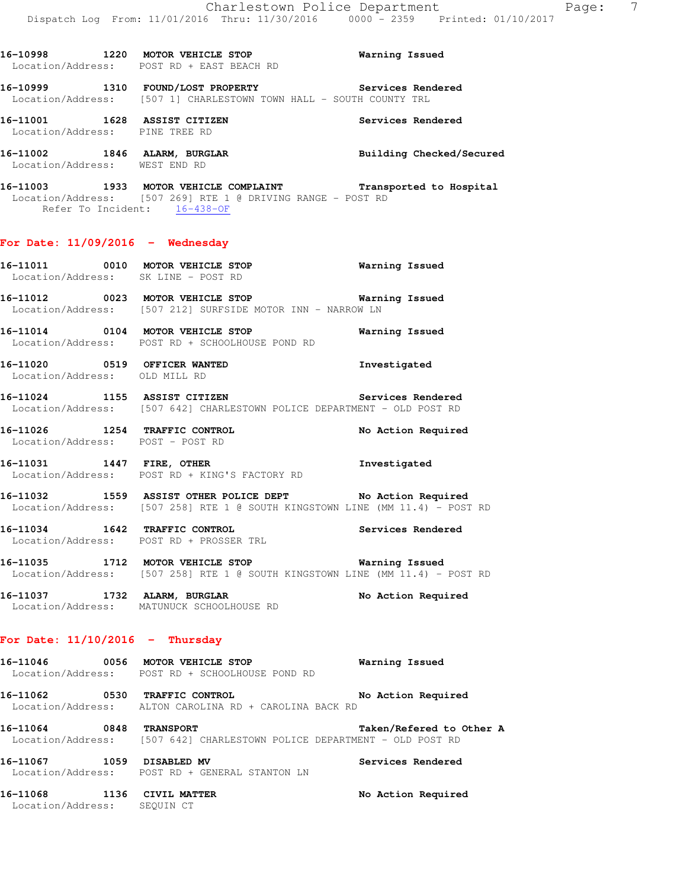16-10998 1220 **MOTOR VEHICLE STOP** Warning Issued
Location/Address: POST RD + EAST BEACH RD

16-10999 1310 **FOUND/LOST PROPERTY** Services Rendered
Location/Address: [507 1] CHARLESTOWN TOWN HALL - SOUTH COUNTY TRL

16-11001 1628 **ASSIST CITIZEN** Services Rendered
Location/Address: PINE TREE RD

16-11002 1846 **ALARM, BURGLAR** Building Checked/Secured
Location/Address: WEST END RD

16-11003 1933 **MOTOR VEHICLE COMPLAINT** Transported to Hospital
Location/Address: [507 269] RTE 1 @ DRIVING RANGE - POST RD
Refer To Incident: 16-438-OF

## For Date: 11/09/2016 - Wednesday

16-11011 0010 **MOTOR VEHICLE STOP** Warning Issued
Location/Address: SK LINE - POST RD

16-11012 0023 **MOTOR VEHICLE STOP** Warning Issued
Location/Address: [507 212] SURFSIDE MOTOR INN - NARROW LN

16-11014 0104 **MOTOR VEHICLE STOP** Warning Issued
Location/Address: POST RD + SCHOOLHOUSE POND RD

16-11020 0519 **OFFICER WANTED** Investigated
Location/Address: OLD MILL RD

16-11024 1155 **ASSIST CITIZEN** Services Rendered
Location/Address: [507 642] CHARLESTOWN POLICE DEPARTMENT - OLD POST RD

16-11026 1254 **TRAFFIC CONTROL** No Action Required
Location/Address: POST - POST RD

16-11031 1447 **FIRE, OTHER** Investigated
Location/Address: POST RD + KING'S FACTORY RD

16-11032 1559 **ASSIST OTHER POLICE DEPT** No Action Required
Location/Address: [507 258] RTE 1 @ SOUTH KINGSTOWN LINE (MM 11.4) - POST RD

16-11034 1642 **TRAFFIC CONTROL** Services Rendered
Location/Address: POST RD + PROSSER TRL

16-11035 1712 **MOTOR VEHICLE STOP** Warning Issued
Location/Address: [507 258] RTE 1 @ SOUTH KINGSTOWN LINE (MM 11.4) - POST RD

16-11037 1732 **ALARM, BURGLAR** No Action Required
Location/Address: MATUNUCK SCHOOLHOUSE RD

## For Date: 11/10/2016 - Thursday

16-11046 0056 **MOTOR VEHICLE STOP** Warning Issued
Location/Address: POST RD + SCHOOLHOUSE POND RD

16-11062 0530 **TRAFFIC CONTROL** No Action Required
Location/Address: ALTON CAROLINA RD + CAROLINA BACK RD

16-11064 0848 **TRANSPORT** Taken/Refered to Other A
Location/Address: [507 642] CHARLESTOWN POLICE DEPARTMENT - OLD POST RD

16-11067 1059 **DISABLED MV** Services Rendered
Location/Address: POST RD + GENERAL STANTON LN

16-11068 1136 **CIVIL MATTER** No Action Required
Location/Address: SEQUIN CT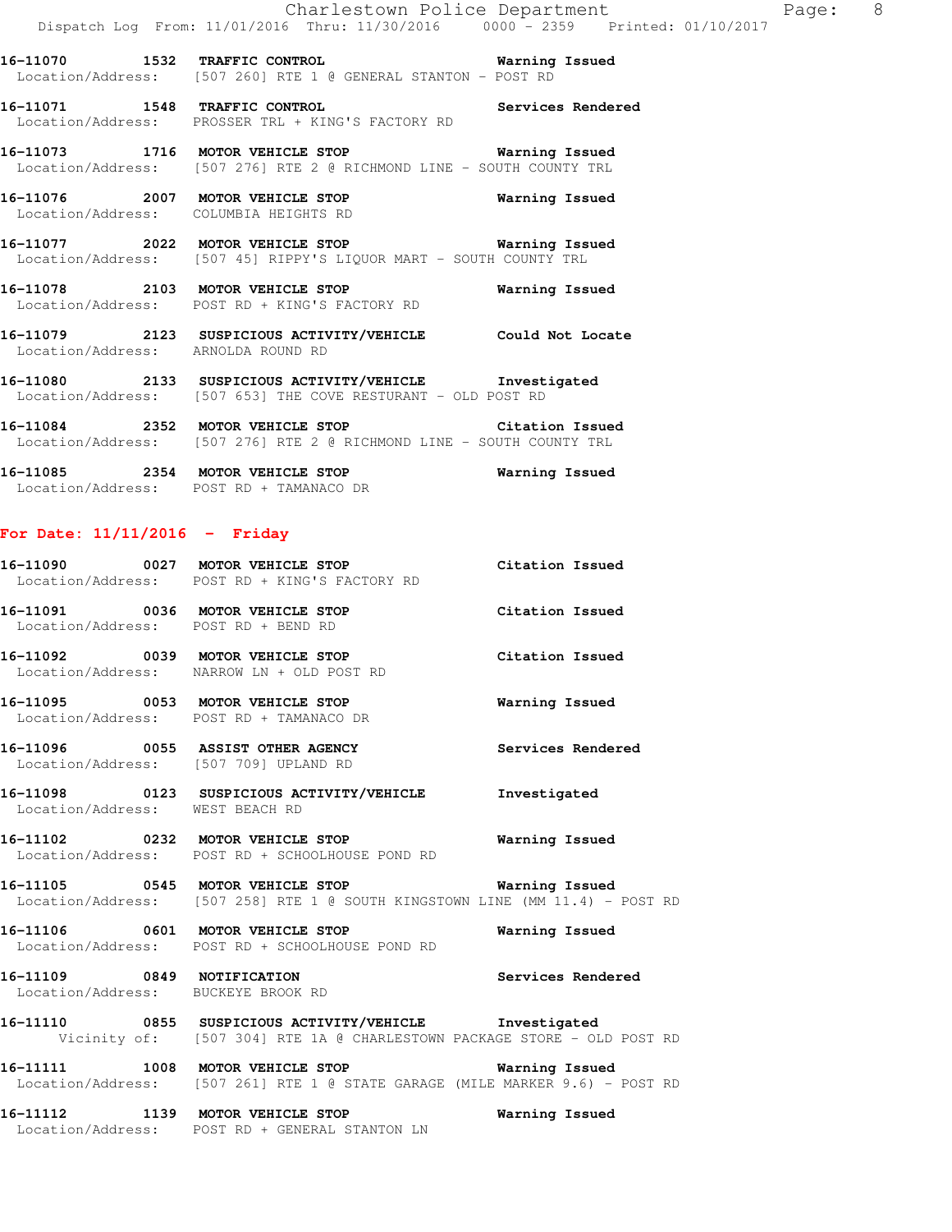16-11070 1532 **TRAFFIC CONTROL** Warning Issued
Location/Address: [507 260] RTE 1 @ GENERAL STANTON - POST RD

16-11071 1548 **TRAFFIC CONTROL** Services Rendered
Location/Address: PROSSER TRL + KING'S FACTORY RD

16-11073 1716 **MOTOR VEHICLE STOP** Warning Issued
Location/Address: [507 276] RTE 2 @ RICHMOND LINE - SOUTH COUNTY TRL

16-11076 2007 **MOTOR VEHICLE STOP** Warning Issued
Location/Address: COLUMBIA HEIGHTS RD

16-11077 2022 **MOTOR VEHICLE STOP** Warning Issued
Location/Address: [507 45] RIPPY'S LIQUOR MART - SOUTH COUNTY TRL

16-11078 2103 **MOTOR VEHICLE STOP** Warning Issued
Location/Address: POST RD + KING'S FACTORY RD

16-11079 2123 **SUSPICIOUS ACTIVITY/VEHICLE** Could Not Locate
Location/Address: ARNOLDA ROUND RD

16-11080 2133 **SUSPICIOUS ACTIVITY/VEHICLE** Investigated
Location/Address: [507 653] THE COVE RESTURANT - OLD POST RD

16-11084 2352 **MOTOR VEHICLE STOP** Citation Issued
Location/Address: [507 276] RTE 2 @ RICHMOND LINE - SOUTH COUNTY TRL

16-11085 2354 **MOTOR VEHICLE STOP** Warning Issued
Location/Address: POST RD + TAMANACO DR

## For Date: 11/11/2016 - Friday

16-11090 0027 **MOTOR VEHICLE STOP** Citation Issued
Location/Address: POST RD + KING'S FACTORY RD

16-11091 0036 **MOTOR VEHICLE STOP** Citation Issued
Location/Address: POST RD + BEND RD

16-11092 0039 **MOTOR VEHICLE STOP** Citation Issued
Location/Address: NARROW LN + OLD POST RD

16-11095 0053 **MOTOR VEHICLE STOP** Warning Issued
Location/Address: POST RD + TAMANACO DR

16-11096 0055 **ASSIST OTHER AGENCY** Services Rendered
Location/Address: [507 709] UPLAND RD

16-11098 0123 **SUSPICIOUS ACTIVITY/VEHICLE** Investigated
Location/Address: WEST BEACH RD

16-11102 0232 **MOTOR VEHICLE STOP** Warning Issued
Location/Address: POST RD + SCHOOLHOUSE POND RD

16-11105 0545 **MOTOR VEHICLE STOP** Warning Issued
Location/Address: [507 258] RTE 1 @ SOUTH KINGSTOWN LINE (MM 11.4) - POST RD

16-11106 0601 **MOTOR VEHICLE STOP** Warning Issued
Location/Address: POST RD + SCHOOLHOUSE POND RD

16-11109 0849 **NOTIFICATION** Services Rendered
Location/Address: BUCKEYE BROOK RD

16-11110 0855 **SUSPICIOUS ACTIVITY/VEHICLE** Investigated
Vicinity of: [507 304] RTE 1A @ CHARLESTOWN PACKAGE STORE - OLD POST RD

16-11111 1008 **MOTOR VEHICLE STOP** Warning Issued
Location/Address: [507 261] RTE 1 @ STATE GARAGE (MILE MARKER 9.6) - POST RD

16-11112 1139 **MOTOR VEHICLE STOP** Warning Issued
Location/Address: POST RD + GENERAL STANTON LN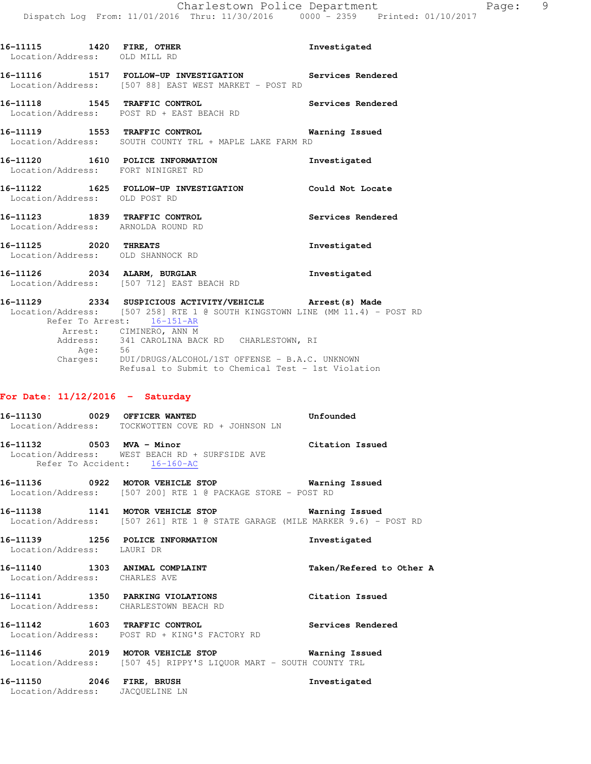16-11115 1420 **FIRE, OTHER** Investigated
Location/Address: OLD MILL RD

16-11116 1517 **FOLLOW-UP INVESTIGATION** Services Rendered
Location/Address: [507 88] EAST WEST MARKET - POST RD

16-11118 1545 **TRAFFIC CONTROL** Services Rendered
Location/Address: POST RD + EAST BEACH RD

16-11119 1553 **TRAFFIC CONTROL** Warning Issued
Location/Address: SOUTH COUNTY TRL + MAPLE LAKE FARM RD

16-11120 1610 **POLICE INFORMATION** Investigated
Location/Address: FORT NINIGRET RD

16-11122 1625 **FOLLOW-UP INVESTIGATION** Could Not Locate
Location/Address: OLD POST RD

16-11123 1839 **TRAFFIC CONTROL** Services Rendered
Location/Address: ARNOLDA ROUND RD

16-11125 2020 **THREATS** Investigated
Location/Address: OLD SHANNOCK RD

16-11126 2034 **ALARM, BURGLAR** Investigated
Location/Address: [507 712] EAST BEACH RD

16-11129 2334 **SUSPICIOUS ACTIVITY/VEHICLE** Arrest(s) Made
Location/Address: [507 258] RTE 1 @ SOUTH KINGSTOWN LINE (MM 11.4) - POST RD
Refer To Arrest: 16-151-AR
Arrest: CIMINERO, ANN M
Address: 341 CAROLINA BACK RD CHARLESTOWN, RI
Age: 56
Charges: DUI/DRUGS/ALCOHOL/1ST OFFENSE - B.A.C. UNKNOWN
Refusal to Submit to Chemical Test - 1st Violation

## For Date: 11/12/2016 - Saturday

16-11130 0029 **OFFICER WANTED** Unfounded
Location/Address: TOCKWOTTEN COVE RD + JOHNSON LN

16-11132 0503 **MVA - Minor** Citation Issued
Location/Address: WEST BEACH RD + SURFSIDE AVE
Refer To Accident: 16-160-AC

16-11136 0922 **MOTOR VEHICLE STOP** Warning Issued
Location/Address: [507 200] RTE 1 @ PACKAGE STORE - POST RD

16-11138 1141 **MOTOR VEHICLE STOP** Warning Issued
Location/Address: [507 261] RTE 1 @ STATE GARAGE (MILE MARKER 9.6) - POST RD

16-11139 1256 **POLICE INFORMATION** Investigated
Location/Address: LAURI DR

16-11140 1303 **ANIMAL COMPLAINT** Taken/Refered to Other A
Location/Address: CHARLES AVE

16-11141 1350 **PARKING VIOLATIONS** Citation Issued
Location/Address: CHARLESTOWN BEACH RD

16-11142 1603 **TRAFFIC CONTROL** Services Rendered
Location/Address: POST RD + KING'S FACTORY RD

16-11146 2019 **MOTOR VEHICLE STOP** Warning Issued
Location/Address: [507 45] RIPPY'S LIQUOR MART - SOUTH COUNTY TRL

16-11150 2046 **FIRE, BRUSH** Investigated
Location/Address: JACQUELINE LN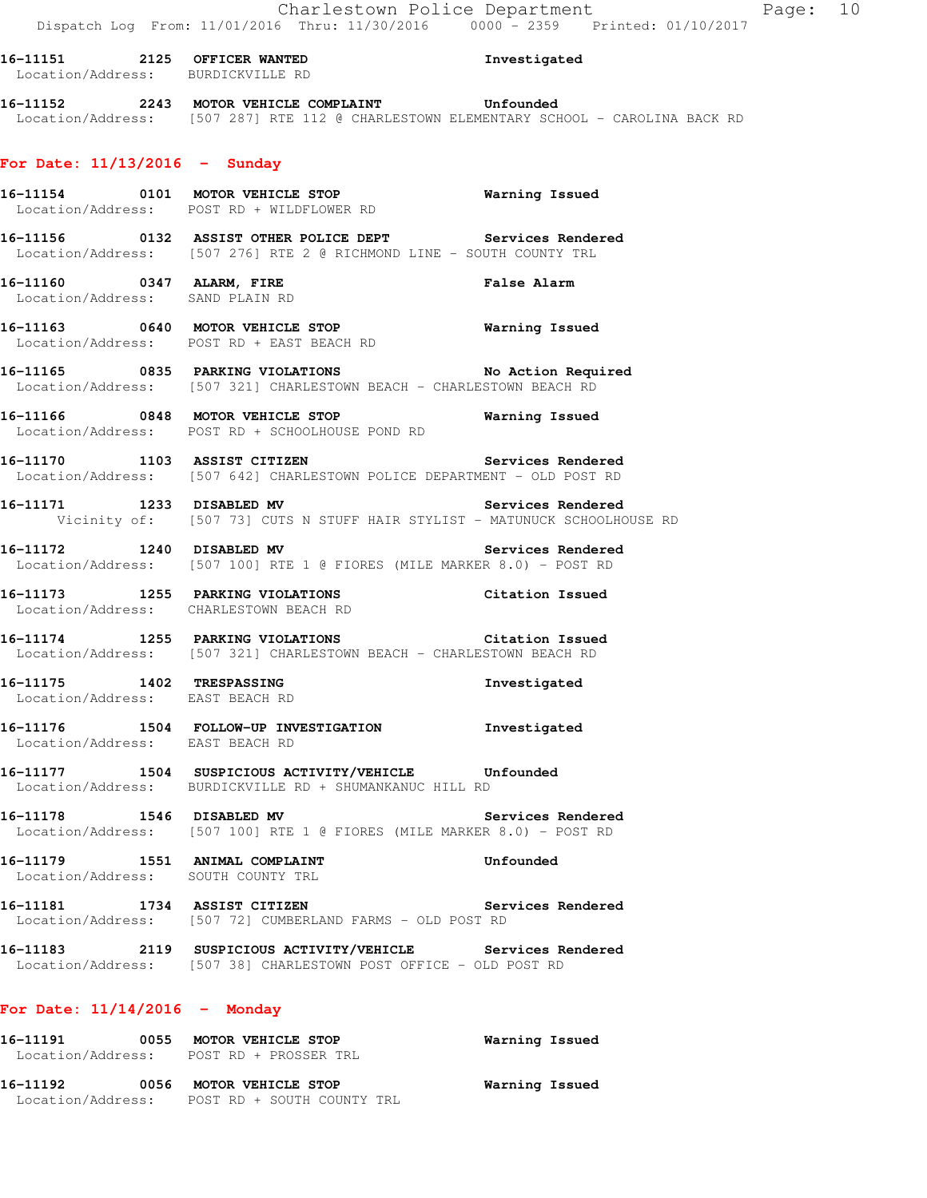16-11151 2125 OFFICER WANTED Investigated
Location/Address: BURDICKVILLE RD

16-11152 2243 MOTOR VEHICLE COMPLAINT Unfounded
Location/Address: [507 287] RTE 112 @ CHARLESTOWN ELEMENTARY SCHOOL - CAROLINA BACK RD

## For Date: 11/13/2016 - Sunday

16-11154 0101 MOTOR VEHICLE STOP Warning Issued
Location/Address: POST RD + WILDFLOWER RD

16-11156 0132 ASSIST OTHER POLICE DEPT Services Rendered
Location/Address: [507 276] RTE 2 @ RICHMOND LINE - SOUTH COUNTY TRL

16-11160 0347 ALARM, FIRE False Alarm
Location/Address: SAND PLAIN RD

16-11163 0640 MOTOR VEHICLE STOP Warning Issued
Location/Address: POST RD + EAST BEACH RD

16-11165 0835 PARKING VIOLATIONS No Action Required
Location/Address: [507 321] CHARLESTOWN BEACH - CHARLESTOWN BEACH RD

16-11166 0848 MOTOR VEHICLE STOP Warning Issued
Location/Address: POST RD + SCHOOLHOUSE POND RD

16-11170 1103 ASSIST CITIZEN Services Rendered
Location/Address: [507 642] CHARLESTOWN POLICE DEPARTMENT - OLD POST RD

16-11171 1233 DISABLED MV Services Rendered
Vicinity of: [507 73] CUTS N STUFF HAIR STYLIST - MATUNUCK SCHOOLHOUSE RD

16-11172 1240 DISABLED MV Services Rendered
Location/Address: [507 100] RTE 1 @ FIORES (MILE MARKER 8.0) - POST RD

16-11173 1255 PARKING VIOLATIONS Citation Issued
Location/Address: CHARLESTOWN BEACH RD

16-11174 1255 PARKING VIOLATIONS Citation Issued
Location/Address: [507 321] CHARLESTOWN BEACH - CHARLESTOWN BEACH RD

16-11175 1402 TRESPASSING Investigated
Location/Address: EAST BEACH RD

16-11176 1504 FOLLOW-UP INVESTIGATION Investigated
Location/Address: EAST BEACH RD

16-11177 1504 SUSPICIOUS ACTIVITY/VEHICLE Unfounded
Location/Address: BURDICKVILLE RD + SHUMANKANUC HILL RD

16-11178 1546 DISABLED MV Services Rendered
Location/Address: [507 100] RTE 1 @ FIORES (MILE MARKER 8.0) - POST RD

16-11179 1551 ANIMAL COMPLAINT Unfounded
Location/Address: SOUTH COUNTY TRL

16-11181 1734 ASSIST CITIZEN Services Rendered
Location/Address: [507 72] CUMBERLAND FARMS - OLD POST RD

16-11183 2119 SUSPICIOUS ACTIVITY/VEHICLE Services Rendered
Location/Address: [507 38] CHARLESTOWN POST OFFICE - OLD POST RD

## For Date: 11/14/2016 - Monday

16-11191 0055 MOTOR VEHICLE STOP Warning Issued
Location/Address: POST RD + PROSSER TRL

16-11192 0056 MOTOR VEHICLE STOP Warning Issued
Location/Address: POST RD + SOUTH COUNTY TRL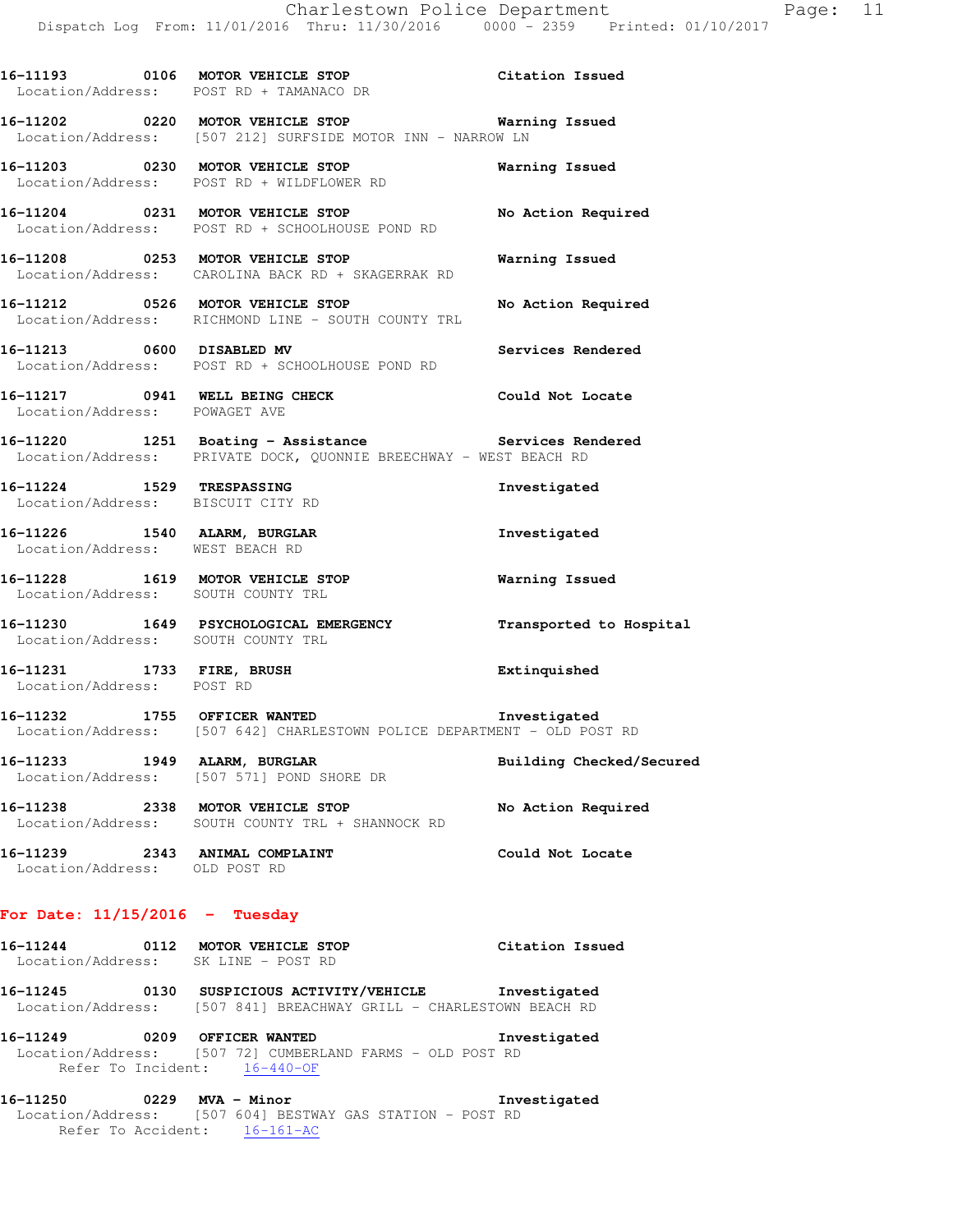16-11193 0106 **MOTOR VEHICLE STOP** Citation Issued
Location/Address: POST RD + TAMANACO DR

16-11202 0220 **MOTOR VEHICLE STOP** Warning Issued
Location/Address: [507 212] SURFSIDE MOTOR INN - NARROW LN

16-11203 0230 **MOTOR VEHICLE STOP** Warning Issued
Location/Address: POST RD + WILDFLOWER RD

16-11204 0231 **MOTOR VEHICLE STOP** No Action Required
Location/Address: POST RD + SCHOOLHOUSE POND RD

16-11208 0253 **MOTOR VEHICLE STOP** Warning Issued
Location/Address: CAROLINA BACK RD + SKAGERRAK RD

16-11212 0526 **MOTOR VEHICLE STOP** No Action Required
Location/Address: RICHMOND LINE - SOUTH COUNTY TRL

16-11213 0600 **DISABLED MV** Services Rendered
Location/Address: POST RD + SCHOOLHOUSE POND RD

16-11217 0941 **WELL BEING CHECK** Could Not Locate
Location/Address: POWAGET AVE

16-11220 1251 **Boating - Assistance** Services Rendered
Location/Address: PRIVATE DOCK, QUONNIE BREECHWAY - WEST BEACH RD

16-11224 1529 **TRESPASSING** Investigated
Location/Address: BISCUIT CITY RD

16-11226 1540 **ALARM, BURGLAR** Investigated
Location/Address: WEST BEACH RD

16-11228 1619 **MOTOR VEHICLE STOP** Warning Issued
Location/Address: SOUTH COUNTY TRL

16-11230 1649 **PSYCHOLOGICAL EMERGENCY** Transported to Hospital
Location/Address: SOUTH COUNTY TRL

16-11231 1733 **FIRE, BRUSH** Extinquished
Location/Address: POST RD

16-11232 1755 **OFFICER WANTED** Investigated
Location/Address: [507 642] CHARLESTOWN POLICE DEPARTMENT - OLD POST RD

16-11233 1949 **ALARM, BURGLAR** Building Checked/Secured
Location/Address: [507 571] POND SHORE DR

16-11238 2338 **MOTOR VEHICLE STOP** No Action Required
Location/Address: SOUTH COUNTY TRL + SHANNOCK RD

16-11239 2343 **ANIMAL COMPLAINT** Could Not Locate
Location/Address: OLD POST RD

## For Date: 11/15/2016 - Tuesday

16-11244 0112 **MOTOR VEHICLE STOP** Citation Issued
Location/Address: SK LINE - POST RD

16-11245 0130 **SUSPICIOUS ACTIVITY/VEHICLE** Investigated
Location/Address: [507 841] BREACHWAY GRILL - CHARLESTOWN BEACH RD

16-11249 0209 **OFFICER WANTED** Investigated
Location/Address: [507 72] CUMBERLAND FARMS - OLD POST RD
Refer To Incident: 16-440-OF

16-11250 0229 **MVA - Minor** Investigated
Location/Address: [507 604] BESTWAY GAS STATION - POST RD
Refer To Accident: 16-161-AC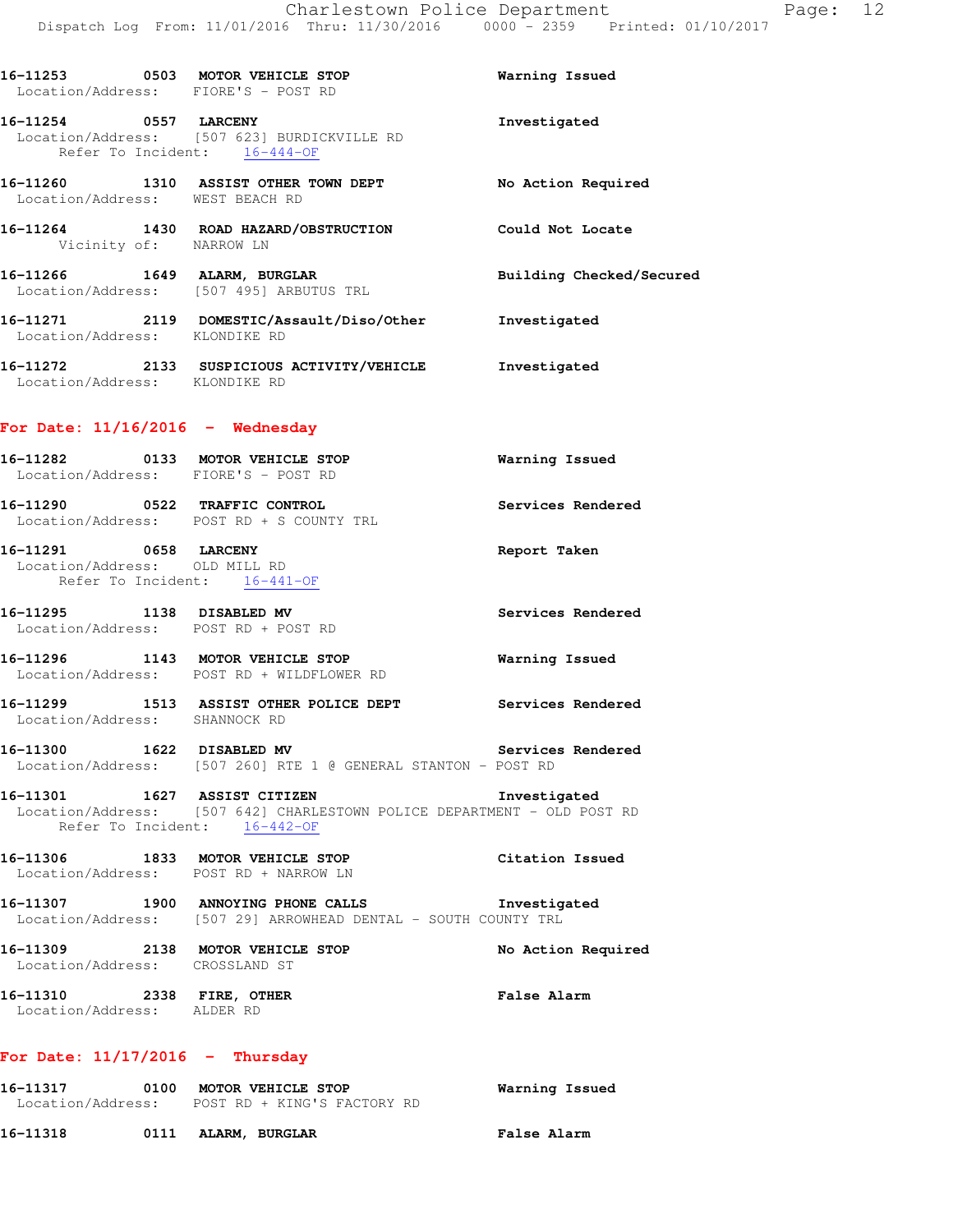16-11253 0503 **MOTOR VEHICLE STOP** Warning Issued
Location/Address: FIORE'S - POST RD

16-11254 0557 **LARCENY** Investigated
Location/Address: [507 623] BURDICKVILLE RD
Refer To Incident: 16-444-OF

16-11260 1310 **ASSIST OTHER TOWN DEPT** No Action Required
Location/Address: WEST BEACH RD

16-11264 1430 **ROAD HAZARD/OBSTRUCTION** Could Not Locate
Vicinity of: NARROW LN

16-11266 1649 **ALARM, BURGLAR** Building Checked/Secured
Location/Address: [507 495] ARBUTUS TRL

16-11271 2119 **DOMESTIC/Assault/Diso/Other** Investigated
Location/Address: KLONDIKE RD

16-11272 2133 **SUSPICIOUS ACTIVITY/VEHICLE** Investigated
Location/Address: KLONDIKE RD

## For Date: 11/16/2016 - Wednesday

16-11282 0133 **MOTOR VEHICLE STOP** Warning Issued
Location/Address: FIORE'S - POST RD

16-11290 0522 **TRAFFIC CONTROL** Services Rendered
Location/Address: POST RD + S COUNTY TRL

16-11291 0658 **LARCENY** Report Taken
Location/Address: OLD MILL RD
Refer To Incident: 16-441-OF

16-11295 1138 **DISABLED MV** Services Rendered
Location/Address: POST RD + POST RD

16-11296 1143 **MOTOR VEHICLE STOP** Warning Issued
Location/Address: POST RD + WILDFLOWER RD

16-11299 1513 **ASSIST OTHER POLICE DEPT** Services Rendered
Location/Address: SHANNOCK RD

16-11300 1622 **DISABLED MV** Services Rendered
Location/Address: [507 260] RTE 1 @ GENERAL STANTON - POST RD

16-11301 1627 **ASSIST CITIZEN** Investigated
Location/Address: [507 642] CHARLESTOWN POLICE DEPARTMENT - OLD POST RD
Refer To Incident: 16-442-OF

16-11306 1833 **MOTOR VEHICLE STOP** Citation Issued
Location/Address: POST RD + NARROW LN

16-11307 1900 **ANNOYING PHONE CALLS** Investigated
Location/Address: [507 29] ARROWHEAD DENTAL - SOUTH COUNTY TRL

16-11309 2138 **MOTOR VEHICLE STOP** No Action Required
Location/Address: CROSSLAND ST

16-11310 2338 **FIRE, OTHER** False Alarm
Location/Address: ALDER RD

## For Date: 11/17/2016 - Thursday

16-11317 0100 **MOTOR VEHICLE STOP** Warning Issued
Location/Address: POST RD + KING'S FACTORY RD

16-11318 0111 **ALARM, BURGLAR** False Alarm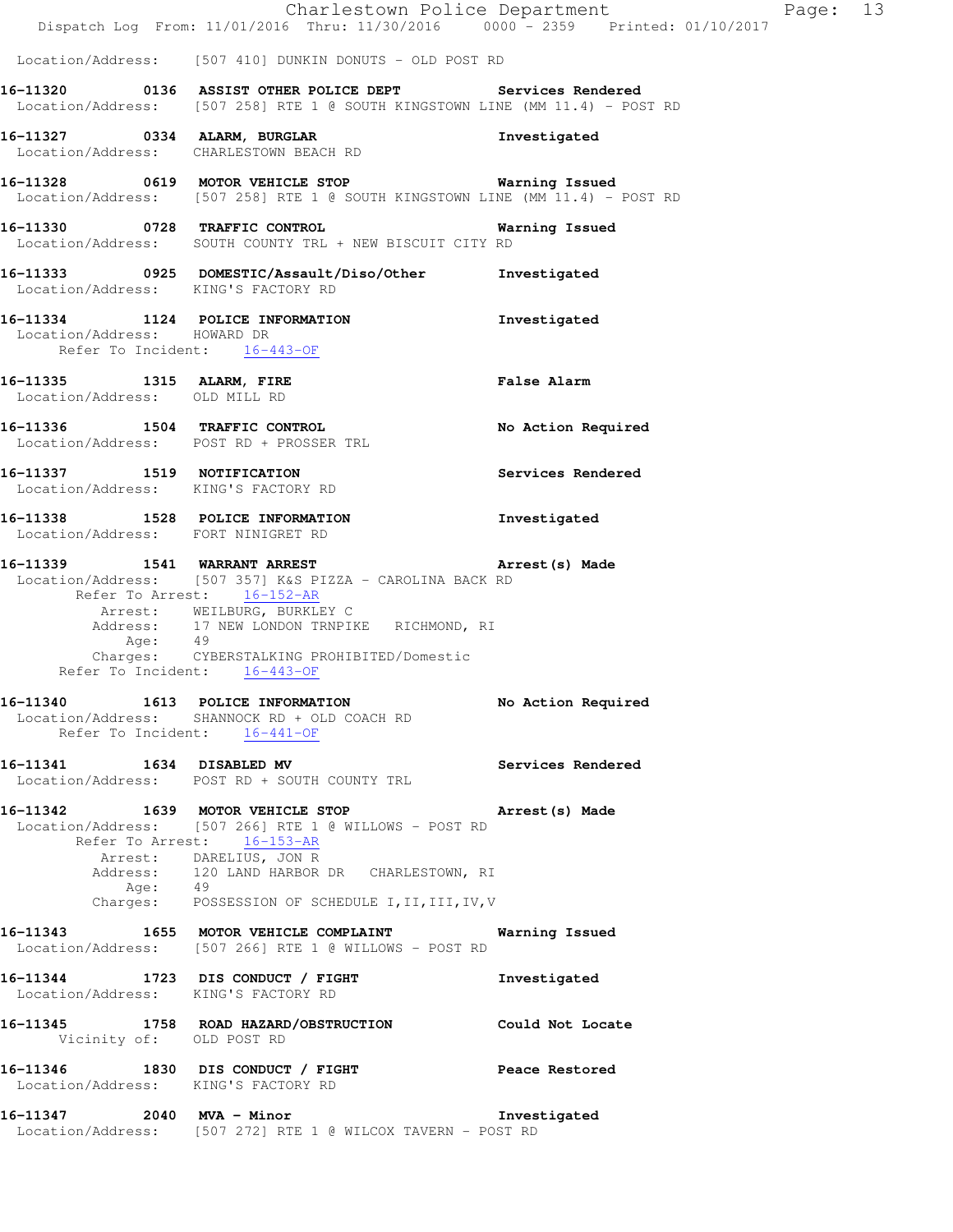Location/Address: [507 410] DUNKIN DONUTS - OLD POST RD

**16-11320 0136 ASSIST OTHER POLICE DEPT** **Services Rendered**
Location/Address: [507 258] RTE 1 @ SOUTH KINGSTOWN LINE (MM 11.4) - POST RD

**16-11327 0334 ALARM, BURGLAR** **Investigated**
Location/Address: CHARLESTOWN BEACH RD

**16-11328 0619 MOTOR VEHICLE STOP** **Warning Issued**
Location/Address: [507 258] RTE 1 @ SOUTH KINGSTOWN LINE (MM 11.4) - POST RD

**16-11330 0728 TRAFFIC CONTROL** **Warning Issued**
Location/Address: SOUTH COUNTY TRL + NEW BISCUIT CITY RD

**16-11333 0925 DOMESTIC/Assault/Diso/Other** **Investigated**
Location/Address: KING'S FACTORY RD

**16-11334 1124 POLICE INFORMATION** **Investigated**
Location/Address: HOWARD DR
Refer To Incident: 16-443-OF

**16-11335 1315 ALARM, FIRE** **False Alarm**
Location/Address: OLD MILL RD

**16-11336 1504 TRAFFIC CONTROL** **No Action Required**
Location/Address: POST RD + PROSSER TRL

**16-11337 1519 NOTIFICATION** **Services Rendered**
Location/Address: KING'S FACTORY RD

**16-11338 1528 POLICE INFORMATION** **Investigated**
Location/Address: FORT NINIGRET RD

**16-11339 1541 WARRANT ARREST** **Arrest(s) Made**
Location/Address: [507 357] K&S PIZZA - CAROLINA BACK RD
Refer To Arrest: 16-152-AR
Arrest: WEILBURG, BURKLEY C
Address: 17 NEW LONDON TRNPIKE RICHMOND, RI
Age: 49
Charges: CYBERSTALKING PROHIBITED/Domestic
Refer To Incident: 16-443-OF

**16-11340 1613 POLICE INFORMATION** **No Action Required**
Location/Address: SHANNOCK RD + OLD COACH RD
Refer To Incident: 16-441-OF

**16-11341 1634 DISABLED MV** **Services Rendered**
Location/Address: POST RD + SOUTH COUNTY TRL

**16-11342 1639 MOTOR VEHICLE STOP** **Arrest(s) Made**
Location/Address: [507 266] RTE 1 @ WILLOWS - POST RD
Refer To Arrest: 16-153-AR
Arrest: DARELIUS, JON R
Address: 120 LAND HARBOR DR CHARLESTOWN, RI
Age: 49
Charges: POSSESSION OF SCHEDULE I,II,III,IV,V

**16-11343 1655 MOTOR VEHICLE COMPLAINT** **Warning Issued**
Location/Address: [507 266] RTE 1 @ WILLOWS - POST RD

**16-11344 1723 DIS CONDUCT / FIGHT** **Investigated**
Location/Address: KING'S FACTORY RD

**16-11345 1758 ROAD HAZARD/OBSTRUCTION** **Could Not Locate**
Vicinity of: OLD POST RD

**16-11346 1830 DIS CONDUCT / FIGHT** **Peace Restored**
Location/Address: KING'S FACTORY RD

**16-11347 2040 MVA - Minor** **Investigated**
Location/Address: [507 272] RTE 1 @ WILCOX TAVERN - POST RD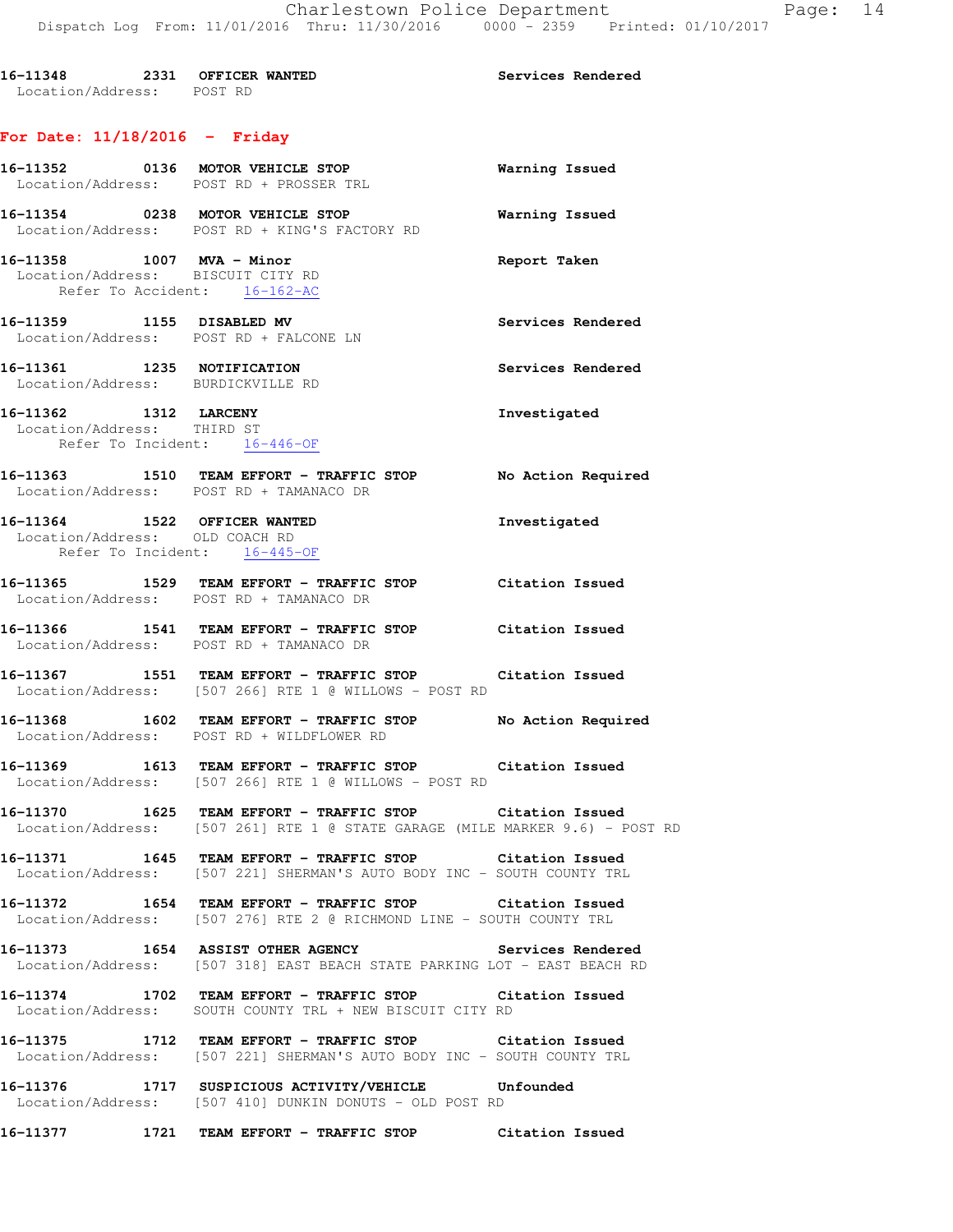16-11348 2331 OFFICER WANTED Services Rendered
Location/Address: POST RD

## For Date: 11/18/2016 - Friday

16-11352 0136 MOTOR VEHICLE STOP Warning Issued
Location/Address: POST RD + PROSSER TRL

16-11354 0238 MOTOR VEHICLE STOP Warning Issued
Location/Address: POST RD + KING'S FACTORY RD

16-11358 1007 MVA - Minor Report Taken
Location/Address: BISCUIT CITY RD
Refer To Accident: 16-162-AC

16-11359 1155 DISABLED MV Services Rendered
Location/Address: POST RD + FALCONE LN

16-11361 1235 NOTIFICATION Services Rendered
Location/Address: BURDICKVILLE RD

16-11362 1312 LARCENY Investigated
Location/Address: THIRD ST
Refer To Incident: 16-446-OF

16-11363 1510 TEAM EFFORT - TRAFFIC STOP No Action Required
Location/Address: POST RD + TAMANACO DR

16-11364 1522 OFFICER WANTED Investigated
Location/Address: OLD COACH RD
Refer To Incident: 16-445-OF

16-11365 1529 TEAM EFFORT - TRAFFIC STOP Citation Issued
Location/Address: POST RD + TAMANACO DR

16-11366 1541 TEAM EFFORT - TRAFFIC STOP Citation Issued
Location/Address: POST RD + TAMANACO DR

16-11367 1551 TEAM EFFORT - TRAFFIC STOP Citation Issued
Location/Address: [507 266] RTE 1 @ WILLOWS - POST RD

16-11368 1602 TEAM EFFORT - TRAFFIC STOP No Action Required
Location/Address: POST RD + WILDFLOWER RD

16-11369 1613 TEAM EFFORT - TRAFFIC STOP Citation Issued
Location/Address: [507 266] RTE 1 @ WILLOWS - POST RD

16-11370 1625 TEAM EFFORT - TRAFFIC STOP Citation Issued
Location/Address: [507 261] RTE 1 @ STATE GARAGE (MILE MARKER 9.6) - POST RD

16-11371 1645 TEAM EFFORT - TRAFFIC STOP Citation Issued
Location/Address: [507 221] SHERMAN'S AUTO BODY INC - SOUTH COUNTY TRL

16-11372 1654 TEAM EFFORT - TRAFFIC STOP Citation Issued
Location/Address: [507 276] RTE 2 @ RICHMOND LINE - SOUTH COUNTY TRL

16-11373 1654 ASSIST OTHER AGENCY Services Rendered
Location/Address: [507 318] EAST BEACH STATE PARKING LOT - EAST BEACH RD

16-11374 1702 TEAM EFFORT - TRAFFIC STOP Citation Issued
Location/Address: SOUTH COUNTY TRL + NEW BISCUIT CITY RD

16-11375 1712 TEAM EFFORT - TRAFFIC STOP Citation Issued
Location/Address: [507 221] SHERMAN'S AUTO BODY INC - SOUTH COUNTY TRL

16-11376 1717 SUSPICIOUS ACTIVITY/VEHICLE Unfounded
Location/Address: [507 410] DUNKIN DONUTS - OLD POST RD

16-11377 1721 TEAM EFFORT - TRAFFIC STOP Citation Issued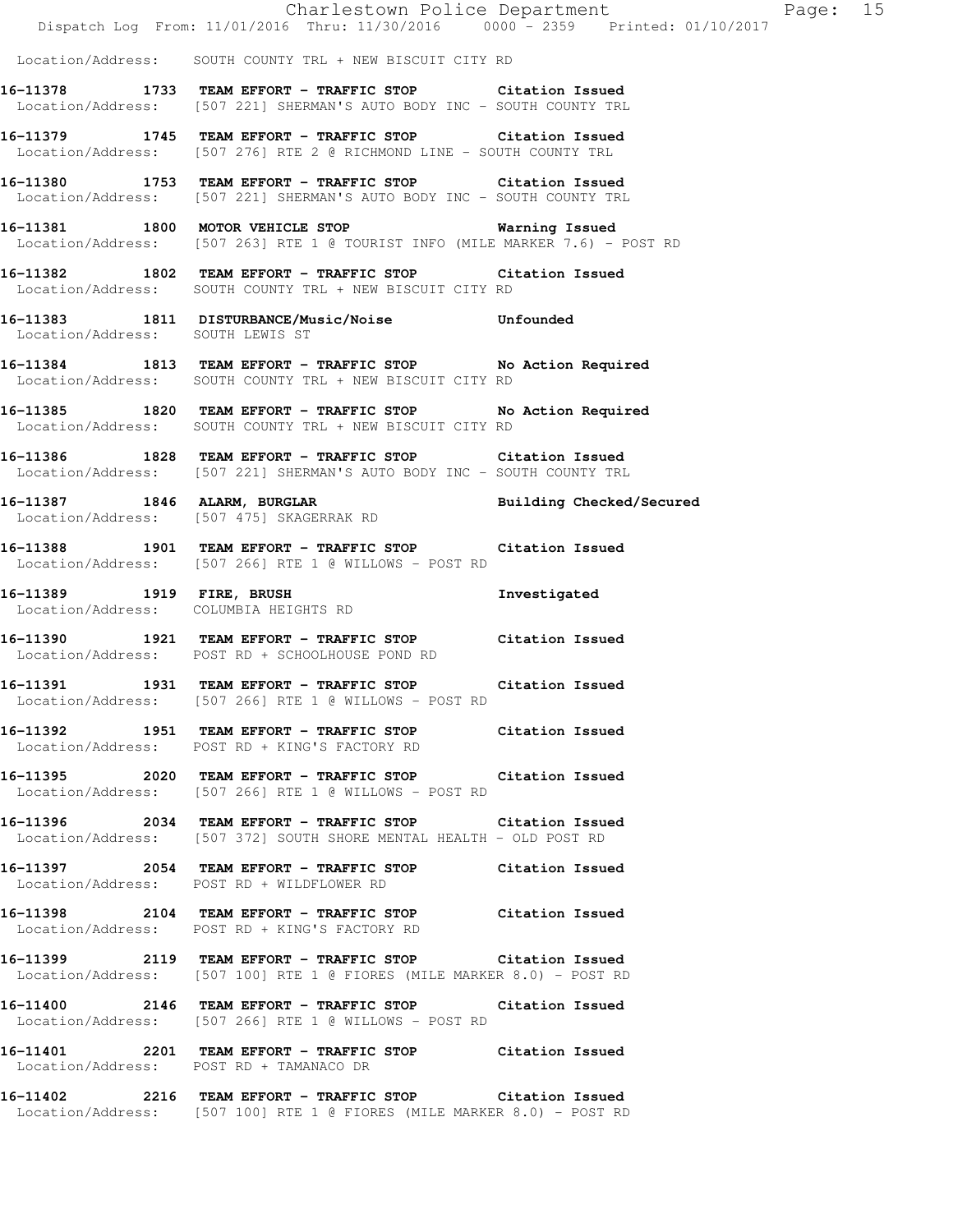Location/Address: SOUTH COUNTY TRL + NEW BISCUIT CITY RD

**16-11378 1733 TEAM EFFORT - TRAFFIC STOP Citation Issued**
Location/Address: [507 221] SHERMAN'S AUTO BODY INC - SOUTH COUNTY TRL

**16-11379 1745 TEAM EFFORT - TRAFFIC STOP Citation Issued**
Location/Address: [507 276] RTE 2 @ RICHMOND LINE - SOUTH COUNTY TRL

**16-11380 1753 TEAM EFFORT - TRAFFIC STOP Citation Issued**
Location/Address: [507 221] SHERMAN'S AUTO BODY INC - SOUTH COUNTY TRL

**16-11381 1800 MOTOR VEHICLE STOP Warning Issued**
Location/Address: [507 263] RTE 1 @ TOURIST INFO (MILE MARKER 7.6) - POST RD

**16-11382 1802 TEAM EFFORT - TRAFFIC STOP Citation Issued**
Location/Address: SOUTH COUNTY TRL + NEW BISCUIT CITY RD

**16-11383 1811 DISTURBANCE/Music/Noise Unfounded**
Location/Address: SOUTH LEWIS ST

**16-11384 1813 TEAM EFFORT - TRAFFIC STOP No Action Required**
Location/Address: SOUTH COUNTY TRL + NEW BISCUIT CITY RD

**16-11385 1820 TEAM EFFORT - TRAFFIC STOP No Action Required**
Location/Address: SOUTH COUNTY TRL + NEW BISCUIT CITY RD

**16-11386 1828 TEAM EFFORT - TRAFFIC STOP Citation Issued**
Location/Address: [507 221] SHERMAN'S AUTO BODY INC - SOUTH COUNTY TRL

**16-11387 1846 ALARM, BURGLAR Building Checked/Secured**
Location/Address: [507 475] SKAGERRAK RD

**16-11388 1901 TEAM EFFORT - TRAFFIC STOP Citation Issued**
Location/Address: [507 266] RTE 1 @ WILLOWS - POST RD

**16-11389 1919 FIRE, BRUSH Investigated**
Location/Address: COLUMBIA HEIGHTS RD

**16-11390 1921 TEAM EFFORT - TRAFFIC STOP Citation Issued**
Location/Address: POST RD + SCHOOLHOUSE POND RD

**16-11391 1931 TEAM EFFORT - TRAFFIC STOP Citation Issued**
Location/Address: [507 266] RTE 1 @ WILLOWS - POST RD

**16-11392 1951 TEAM EFFORT - TRAFFIC STOP Citation Issued**
Location/Address: POST RD + KING'S FACTORY RD

**16-11395 2020 TEAM EFFORT - TRAFFIC STOP Citation Issued**
Location/Address: [507 266] RTE 1 @ WILLOWS - POST RD

**16-11396 2034 TEAM EFFORT - TRAFFIC STOP Citation Issued**
Location/Address: [507 372] SOUTH SHORE MENTAL HEALTH - OLD POST RD

**16-11397 2054 TEAM EFFORT - TRAFFIC STOP Citation Issued**
Location/Address: POST RD + WILDFLOWER RD

**16-11398 2104 TEAM EFFORT - TRAFFIC STOP Citation Issued**
Location/Address: POST RD + KING'S FACTORY RD

**16-11399 2119 TEAM EFFORT - TRAFFIC STOP Citation Issued**
Location/Address: [507 100] RTE 1 @ FIORES (MILE MARKER 8.0) - POST RD

**16-11400 2146 TEAM EFFORT - TRAFFIC STOP Citation Issued**
Location/Address: [507 266] RTE 1 @ WILLOWS - POST RD

**16-11401 2201 TEAM EFFORT - TRAFFIC STOP Citation Issued**
Location/Address: POST RD + TAMANACO DR

**16-11402 2216 TEAM EFFORT - TRAFFIC STOP Citation Issued**
Location/Address: [507 100] RTE 1 @ FIORES (MILE MARKER 8.0) - POST RD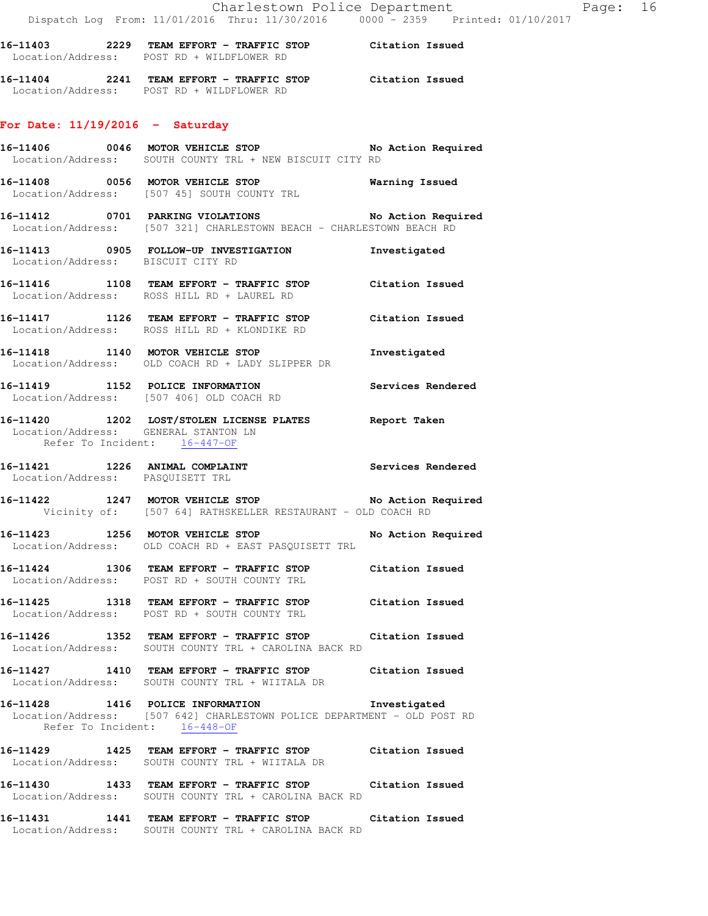16-11403 2229 TEAM EFFORT - TRAFFIC STOP Citation Issued
Location/Address: POST RD + WILDFLOWER RD

16-11404 2241 TEAM EFFORT - TRAFFIC STOP Citation Issued
Location/Address: POST RD + WILDFLOWER RD

## For Date: 11/19/2016 - Saturday

16-11406 0046 MOTOR VEHICLE STOP No Action Required
Location/Address: SOUTH COUNTY TRL + NEW BISCUIT CITY RD

16-11408 0056 MOTOR VEHICLE STOP Warning Issued
Location/Address: [507 45] SOUTH COUNTY TRL

16-11412 0701 PARKING VIOLATIONS No Action Required
Location/Address: [507 321] CHARLESTOWN BEACH - CHARLESTOWN BEACH RD

16-11413 0905 FOLLOW-UP INVESTIGATION Investigated
Location/Address: BISCUIT CITY RD

16-11416 1108 TEAM EFFORT - TRAFFIC STOP Citation Issued
Location/Address: ROSS HILL RD + LAUREL RD

16-11417 1126 TEAM EFFORT - TRAFFIC STOP Citation Issued
Location/Address: ROSS HILL RD + KLONDIKE RD

16-11418 1140 MOTOR VEHICLE STOP Investigated
Location/Address: OLD COACH RD + LADY SLIPPER DR

16-11419 1152 POLICE INFORMATION Services Rendered
Location/Address: [507 406] OLD COACH RD

16-11420 1202 LOST/STOLEN LICENSE PLATES Report Taken
Location/Address: GENERAL STANTON LN
Refer To Incident: 16-447-OF

16-11421 1226 ANIMAL COMPLAINT Services Rendered
Location/Address: PASQUISETT TRL

16-11422 1247 MOTOR VEHICLE STOP No Action Required
Vicinity of: [507 64] RATHSKELLER RESTAURANT - OLD COACH RD

16-11423 1256 MOTOR VEHICLE STOP No Action Required
Location/Address: OLD COACH RD + EAST PASQUISETT TRL

16-11424 1306 TEAM EFFORT - TRAFFIC STOP Citation Issued
Location/Address: POST RD + SOUTH COUNTY TRL

16-11425 1318 TEAM EFFORT - TRAFFIC STOP Citation Issued
Location/Address: POST RD + SOUTH COUNTY TRL

16-11426 1352 TEAM EFFORT - TRAFFIC STOP Citation Issued
Location/Address: SOUTH COUNTY TRL + CAROLINA BACK RD

16-11427 1410 TEAM EFFORT - TRAFFIC STOP Citation Issued
Location/Address: SOUTH COUNTY TRL + WIITALA DR

16-11428 1416 POLICE INFORMATION Investigated
Location/Address: [507 642] CHARLESTOWN POLICE DEPARTMENT - OLD POST RD
Refer To Incident: 16-448-OF

16-11429 1425 TEAM EFFORT - TRAFFIC STOP Citation Issued
Location/Address: SOUTH COUNTY TRL + WIITALA DR

16-11430 1433 TEAM EFFORT - TRAFFIC STOP Citation Issued
Location/Address: SOUTH COUNTY TRL + CAROLINA BACK RD

16-11431 1441 TEAM EFFORT - TRAFFIC STOP Citation Issued
Location/Address: SOUTH COUNTY TRL + CAROLINA BACK RD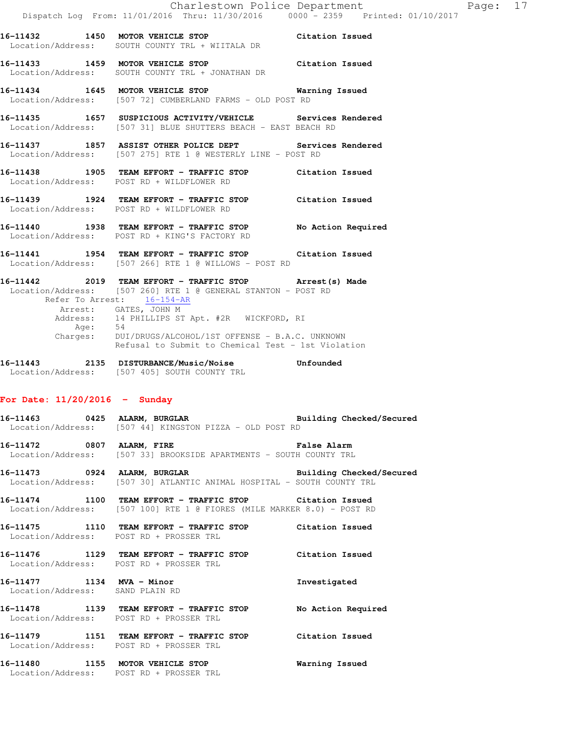16-11432 1450 **MOTOR VEHICLE STOP** Citation Issued
Location/Address: SOUTH COUNTY TRL + WIITALA DR

16-11433 1459 **MOTOR VEHICLE STOP** Citation Issued
Location/Address: SOUTH COUNTY TRL + JONATHAN DR

16-11434 1645 **MOTOR VEHICLE STOP** Warning Issued
Location/Address: [507 72] CUMBERLAND FARMS - OLD POST RD

16-11435 1657 **SUSPICIOUS ACTIVITY/VEHICLE** Services Rendered
Location/Address: [507 31] BLUE SHUTTERS BEACH - EAST BEACH RD

16-11437 1857 **ASSIST OTHER POLICE DEPT** Services Rendered
Location/Address: [507 275] RTE 1 @ WESTERLY LINE - POST RD

16-11438 1905 **TEAM EFFORT - TRAFFIC STOP** Citation Issued
Location/Address: POST RD + WILDFLOWER RD

16-11439 1924 **TEAM EFFORT - TRAFFIC STOP** Citation Issued
Location/Address: POST RD + WILDFLOWER RD

16-11440 1938 **TEAM EFFORT - TRAFFIC STOP** No Action Required
Location/Address: POST RD + KING'S FACTORY RD

16-11441 1954 **TEAM EFFORT - TRAFFIC STOP** Citation Issued
Location/Address: [507 266] RTE 1 @ WILLOWS - POST RD

16-11442 2019 **TEAM EFFORT - TRAFFIC STOP** Arrest(s) Made
Location/Address: [507 260] RTE 1 @ GENERAL STANTON - POST RD
Refer To Arrest: 16-154-AR
Arrest: GATES, JOHN M
Address: 14 PHILLIPS ST Apt. #2R WICKFORD, RI
Age: 54
Charges: DUI/DRUGS/ALCOHOL/1ST OFFENSE - B.A.C. UNKNOWN
Refusal to Submit to Chemical Test - 1st Violation

16-11443 2135 **DISTURBANCE/Music/Noise** Unfounded
Location/Address: [507 405] SOUTH COUNTY TRL

## For Date: 11/20/2016 - Sunday

16-11463 0425 **ALARM, BURGLAR** Building Checked/Secured
Location/Address: [507 44] KINGSTON PIZZA - OLD POST RD

16-11472 0807 **ALARM, FIRE** False Alarm
Location/Address: [507 33] BROOKSIDE APARTMENTS - SOUTH COUNTY TRL

16-11473 0924 **ALARM, BURGLAR** Building Checked/Secured
Location/Address: [507 30] ATLANTIC ANIMAL HOSPITAL - SOUTH COUNTY TRL

16-11474 1100 **TEAM EFFORT - TRAFFIC STOP** Citation Issued
Location/Address: [507 100] RTE 1 @ FIORES (MILE MARKER 8.0) - POST RD

16-11475 1110 **TEAM EFFORT - TRAFFIC STOP** Citation Issued
Location/Address: POST RD + PROSSER TRL

16-11476 1129 **TEAM EFFORT - TRAFFIC STOP** Citation Issued
Location/Address: POST RD + PROSSER TRL

16-11477 1134 **MVA - Minor** Investigated
Location/Address: SAND PLAIN RD

16-11478 1139 **TEAM EFFORT - TRAFFIC STOP** No Action Required
Location/Address: POST RD + PROSSER TRL

16-11479 1151 **TEAM EFFORT - TRAFFIC STOP** Citation Issued
Location/Address: POST RD + PROSSER TRL

16-11480 1155 **MOTOR VEHICLE STOP** Warning Issued
Location/Address: POST RD + PROSSER TRL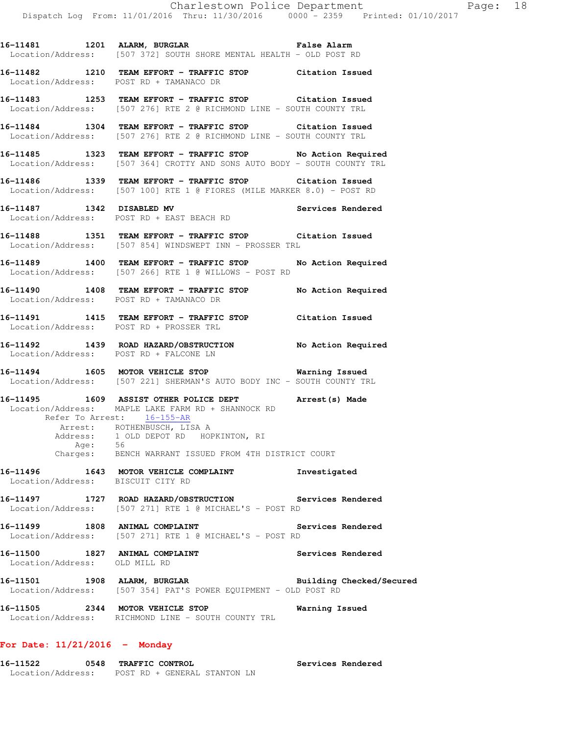**16-11481 1201 ALARM, BURGLAR** **False Alarm**
Location/Address: [507 372] SOUTH SHORE MENTAL HEALTH - OLD POST RD

**16-11482 1210 TEAM EFFORT - TRAFFIC STOP** **Citation Issued**
Location/Address: POST RD + TAMANACO DR

**16-11483 1253 TEAM EFFORT - TRAFFIC STOP** **Citation Issued**
Location/Address: [507 276] RTE 2 @ RICHMOND LINE - SOUTH COUNTY TRL

**16-11484 1304 TEAM EFFORT - TRAFFIC STOP** **Citation Issued**
Location/Address: [507 276] RTE 2 @ RICHMOND LINE - SOUTH COUNTY TRL

**16-11485 1323 TEAM EFFORT - TRAFFIC STOP** **No Action Required**
Location/Address: [507 364] CROTTY AND SONS AUTO BODY - SOUTH COUNTY TRL

**16-11486 1339 TEAM EFFORT - TRAFFIC STOP** **Citation Issued**
Location/Address: [507 100] RTE 1 @ FIORES (MILE MARKER 8.0) - POST RD

**16-11487 1342 DISABLED MV** **Services Rendered**
Location/Address: POST RD + EAST BEACH RD

**16-11488 1351 TEAM EFFORT - TRAFFIC STOP** **Citation Issued**
Location/Address: [507 854] WINDSWEPT INN - PROSSER TRL

**16-11489 1400 TEAM EFFORT - TRAFFIC STOP** **No Action Required**
Location/Address: [507 266] RTE 1 @ WILLOWS - POST RD

**16-11490 1408 TEAM EFFORT - TRAFFIC STOP** **No Action Required**
Location/Address: POST RD + TAMANACO DR

**16-11491 1415 TEAM EFFORT - TRAFFIC STOP** **Citation Issued**
Location/Address: POST RD + PROSSER TRL

**16-11492 1439 ROAD HAZARD/OBSTRUCTION** **No Action Required**
Location/Address: POST RD + FALCONE LN

**16-11494 1605 MOTOR VEHICLE STOP** **Warning Issued**
Location/Address: [507 221] SHERMAN'S AUTO BODY INC - SOUTH COUNTY TRL

**16-11495 1609 ASSIST OTHER POLICE DEPT** **Arrest(s) Made**
Location/Address: MAPLE LAKE FARM RD + SHANNOCK RD
Refer To Arrest: 16-155-AR
Arrest: ROTHENBUSCH, LISA A
Address: 1 OLD DEPOT RD HOPKINTON, RI
Age: 56
Charges: BENCH WARRANT ISSUED FROM 4TH DISTRICT COURT

**16-11496 1643 MOTOR VEHICLE COMPLAINT** **Investigated**
Location/Address: BISCUIT CITY RD

**16-11497 1727 ROAD HAZARD/OBSTRUCTION** **Services Rendered**
Location/Address: [507 271] RTE 1 @ MICHAEL'S - POST RD

**16-11499 1808 ANIMAL COMPLAINT** **Services Rendered**
Location/Address: [507 271] RTE 1 @ MICHAEL'S - POST RD

**16-11500 1827 ANIMAL COMPLAINT** **Services Rendered**
Location/Address: OLD MILL RD

**16-11501 1908 ALARM, BURGLAR** **Building Checked/Secured**
Location/Address: [507 354] PAT'S POWER EQUIPMENT - OLD POST RD

**16-11505 2344 MOTOR VEHICLE STOP** **Warning Issued**
Location/Address: RICHMOND LINE - SOUTH COUNTY TRL

## For Date: 11/21/2016 - Monday

**16-11522 0548 TRAFFIC CONTROL** **Services Rendered**
Location/Address: POST RD + GENERAL STANTON LN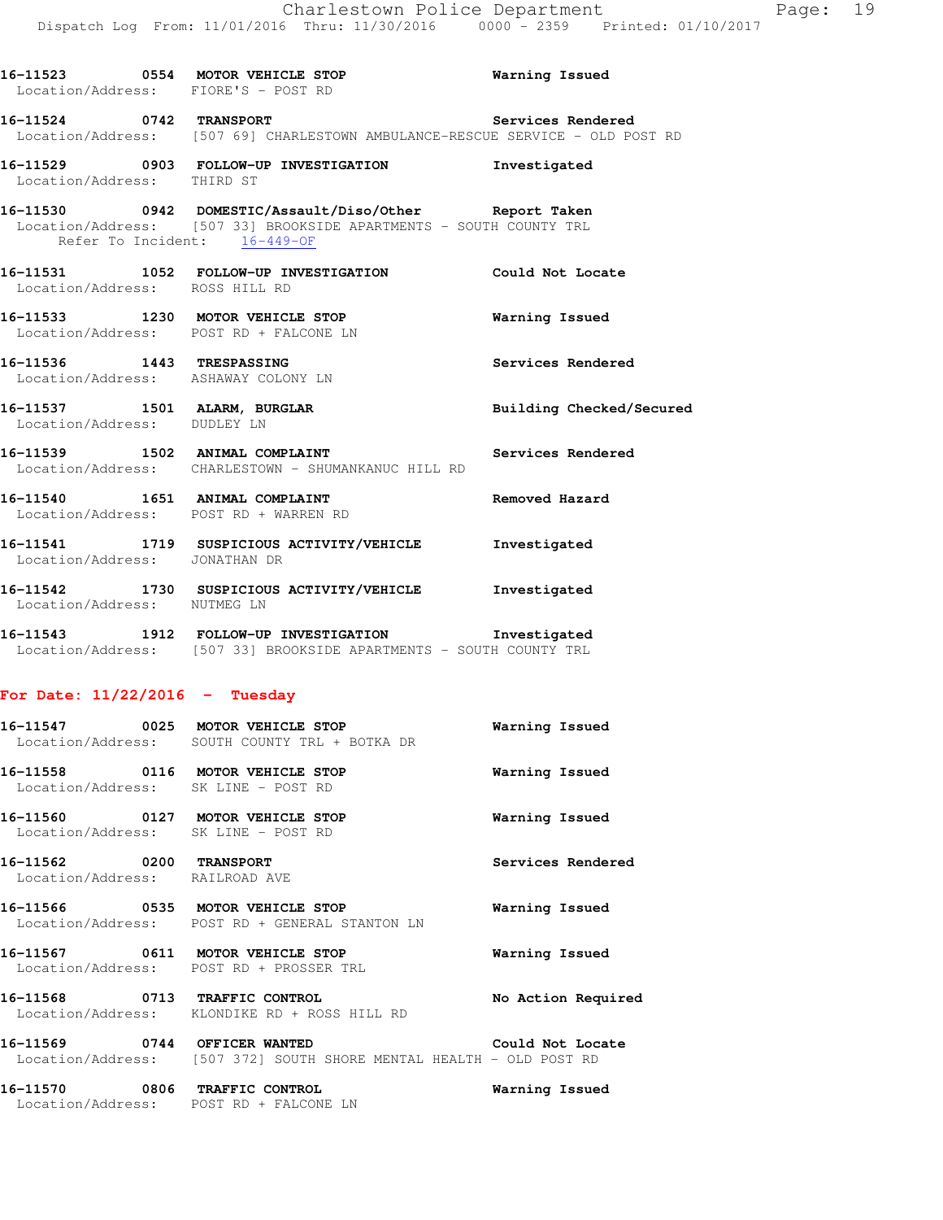16-11523 0554 **MOTOR VEHICLE STOP** Warning Issued
Location/Address: FIORE'S - POST RD

16-11524 0742 **TRANSPORT** Services Rendered
Location/Address: [507 69] CHARLESTOWN AMBULANCE-RESCUE SERVICE - OLD POST RD

16-11529 0903 **FOLLOW-UP INVESTIGATION** Investigated
Location/Address: THIRD ST

16-11530 0942 **DOMESTIC/Assault/Diso/Other** Report Taken
Location/Address: [507 33] BROOKSIDE APARTMENTS - SOUTH COUNTY TRL
Refer To Incident: 16-449-OF

16-11531 1052 **FOLLOW-UP INVESTIGATION** Could Not Locate
Location/Address: ROSS HILL RD

16-11533 1230 **MOTOR VEHICLE STOP** Warning Issued
Location/Address: POST RD + FALCONE LN

16-11536 1443 **TRESPASSING** Services Rendered
Location/Address: ASHAWAY COLONY LN

16-11537 1501 **ALARM, BURGLAR** Building Checked/Secured
Location/Address: DUDLEY LN

16-11539 1502 **ANIMAL COMPLAINT** Services Rendered
Location/Address: CHARLESTOWN - SHUMANKANUC HILL RD

16-11540 1651 **ANIMAL COMPLAINT** Removed Hazard
Location/Address: POST RD + WARREN RD

16-11541 1719 **SUSPICIOUS ACTIVITY/VEHICLE** Investigated
Location/Address: JONATHAN DR

16-11542 1730 **SUSPICIOUS ACTIVITY/VEHICLE** Investigated
Location/Address: NUTMEG LN

16-11543 1912 **FOLLOW-UP INVESTIGATION** Investigated
Location/Address: [507 33] BROOKSIDE APARTMENTS - SOUTH COUNTY TRL

**For Date: 11/22/2016 - Tuesday**

16-11547 0025 **MOTOR VEHICLE STOP** Warning Issued
Location/Address: SOUTH COUNTY TRL + BOTKA DR

16-11558 0116 **MOTOR VEHICLE STOP** Warning Issued
Location/Address: SK LINE - POST RD

16-11560 0127 **MOTOR VEHICLE STOP** Warning Issued
Location/Address: SK LINE - POST RD

16-11562 0200 **TRANSPORT** Services Rendered
Location/Address: RAILROAD AVE

16-11566 0535 **MOTOR VEHICLE STOP** Warning Issued
Location/Address: POST RD + GENERAL STANTON LN

16-11567 0611 **MOTOR VEHICLE STOP** Warning Issued
Location/Address: POST RD + PROSSER TRL

16-11568 0713 **TRAFFIC CONTROL** No Action Required
Location/Address: KLONDIKE RD + ROSS HILL RD

16-11569 0744 **OFFICER WANTED** Could Not Locate
Location/Address: [507 372] SOUTH SHORE MENTAL HEALTH - OLD POST RD

16-11570 0806 **TRAFFIC CONTROL** Warning Issued
Location/Address: POST RD + FALCONE LN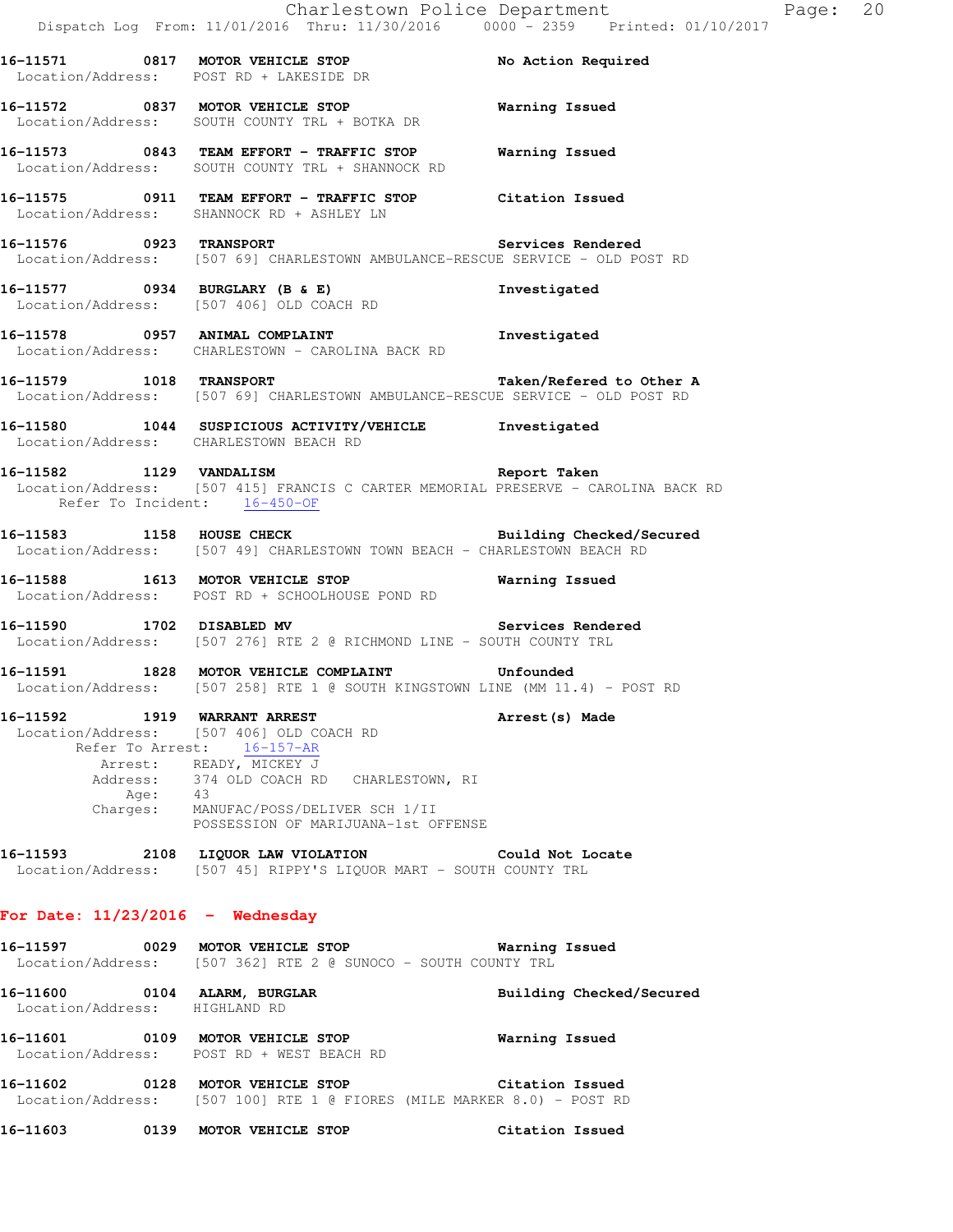**16-11571 0817 MOTOR VEHICLE STOP** — No Action Required
Location/Address: POST RD + LAKESIDE DR

**16-11572 0837 MOTOR VEHICLE STOP** — Warning Issued
Location/Address: SOUTH COUNTY TRL + BOTKA DR

**16-11573 0843 TEAM EFFORT - TRAFFIC STOP** — Warning Issued
Location/Address: SOUTH COUNTY TRL + SHANNOCK RD

**16-11575 0911 TEAM EFFORT - TRAFFIC STOP** — Citation Issued
Location/Address: SHANNOCK RD + ASHLEY LN

**16-11576 0923 TRANSPORT** — Services Rendered
Location/Address: [507 69] CHARLESTOWN AMBULANCE-RESCUE SERVICE - OLD POST RD

**16-11577 0934 BURGLARY (B & E)** — Investigated
Location/Address: [507 406] OLD COACH RD

**16-11578 0957 ANIMAL COMPLAINT** — Investigated
Location/Address: CHARLESTOWN - CAROLINA BACK RD

**16-11579 1018 TRANSPORT** — Taken/Refered to Other A
Location/Address: [507 69] CHARLESTOWN AMBULANCE-RESCUE SERVICE - OLD POST RD

**16-11580 1044 SUSPICIOUS ACTIVITY/VEHICLE** — Investigated
Location/Address: CHARLESTOWN BEACH RD

**16-11582 1129 VANDALISM** — Report Taken
Location/Address: [507 415] FRANCIS C CARTER MEMORIAL PRESERVE - CAROLINA BACK RD
Refer To Incident: 16-450-OF

**16-11583 1158 HOUSE CHECK** — Building Checked/Secured
Location/Address: [507 49] CHARLESTOWN TOWN BEACH - CHARLESTOWN BEACH RD

**16-11588 1613 MOTOR VEHICLE STOP** — Warning Issued
Location/Address: POST RD + SCHOOLHOUSE POND RD

**16-11590 1702 DISABLED MV** — Services Rendered
Location/Address: [507 276] RTE 2 @ RICHMOND LINE - SOUTH COUNTY TRL

**16-11591 1828 MOTOR VEHICLE COMPLAINT** — Unfounded
Location/Address: [507 258] RTE 1 @ SOUTH KINGSTOWN LINE (MM 11.4) - POST RD

**16-11592 1919 WARRANT ARREST** — Arrest(s) Made
Location/Address: [507 406] OLD COACH RD
Refer To Arrest: 16-157-AR
Arrest: READY, MICKEY J
Address: 374 OLD COACH RD CHARLESTOWN, RI
Age: 43
Charges: MANUFAC/POSS/DELIVER SCH 1/II
POSSESSION OF MARIJUANA-1st OFFENSE

**16-11593 2108 LIQUOR LAW VIOLATION** — Could Not Locate
Location/Address: [507 45] RIPPY'S LIQUOR MART - SOUTH COUNTY TRL

## For Date: 11/23/2016 - Wednesday

**16-11597 0029 MOTOR VEHICLE STOP** — Warning Issued
Location/Address: [507 362] RTE 2 @ SUNOCO - SOUTH COUNTY TRL

**16-11600 0104 ALARM, BURGLAR** — Building Checked/Secured
Location/Address: HIGHLAND RD

**16-11601 0109 MOTOR VEHICLE STOP** — Warning Issued
Location/Address: POST RD + WEST BEACH RD

**16-11602 0128 MOTOR VEHICLE STOP** — Citation Issued
Location/Address: [507 100] RTE 1 @ FIORES (MILE MARKER 8.0) - POST RD

**16-11603 0139 MOTOR VEHICLE STOP** — Citation Issued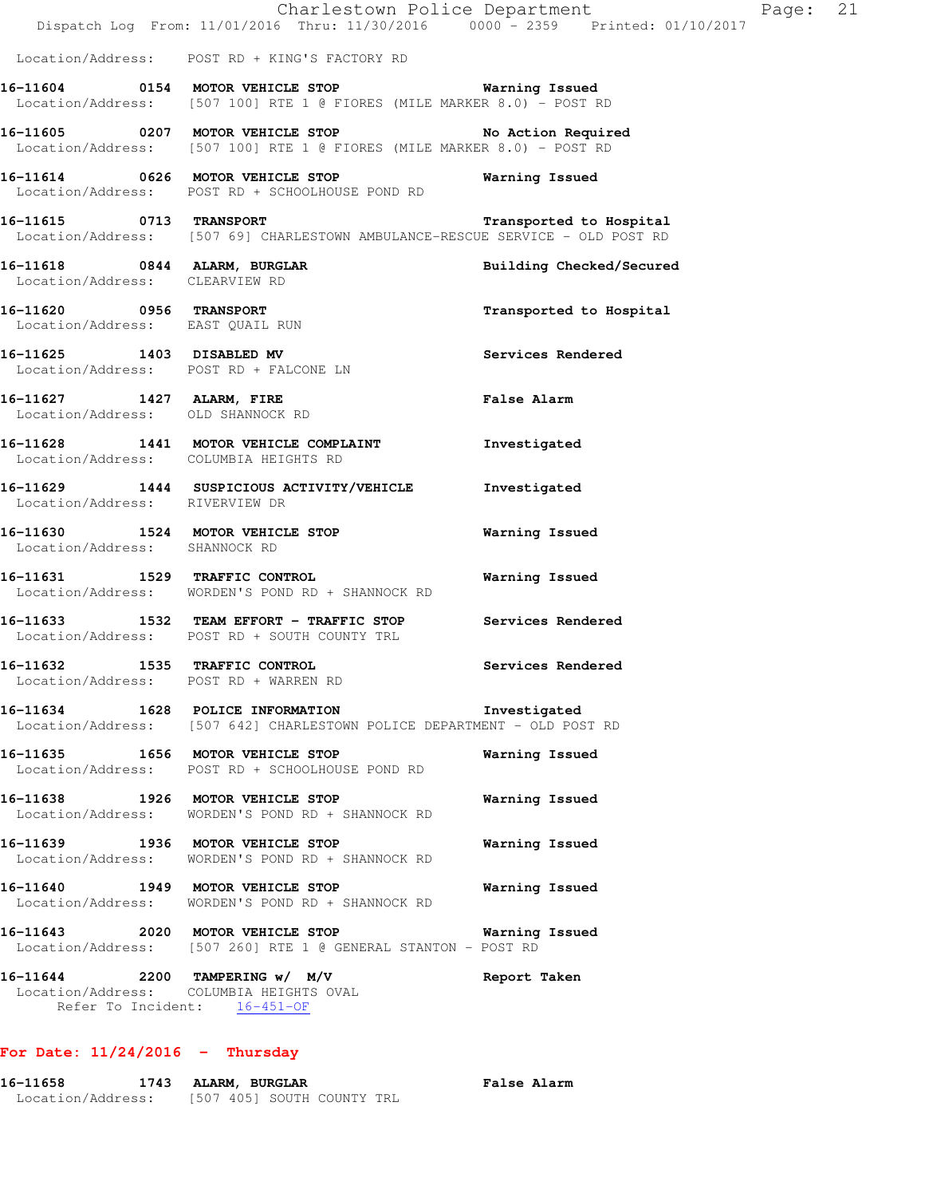Location/Address: POST RD + KING'S FACTORY RD

**16-11604 0154 MOTOR VEHICLE STOP** Warning Issued
Location/Address: [507 100] RTE 1 @ FIORES (MILE MARKER 8.0) - POST RD

**16-11605 0207 MOTOR VEHICLE STOP** No Action Required
Location/Address: [507 100] RTE 1 @ FIORES (MILE MARKER 8.0) - POST RD

**16-11614 0626 MOTOR VEHICLE STOP** Warning Issued
Location/Address: POST RD + SCHOOLHOUSE POND RD

**16-11615 0713 TRANSPORT** Transported to Hospital
Location/Address: [507 69] CHARLESTOWN AMBULANCE-RESCUE SERVICE - OLD POST RD

**16-11618 0844 ALARM, BURGLAR** Building Checked/Secured
Location/Address: CLEARVIEW RD

**16-11620 0956 TRANSPORT** Transported to Hospital
Location/Address: EAST QUAIL RUN

**16-11625 1403 DISABLED MV** Services Rendered
Location/Address: POST RD + FALCONE LN

**16-11627 1427 ALARM, FIRE** False Alarm
Location/Address: OLD SHANNOCK RD

**16-11628 1441 MOTOR VEHICLE COMPLAINT** Investigated
Location/Address: COLUMBIA HEIGHTS RD

**16-11629 1444 SUSPICIOUS ACTIVITY/VEHICLE** Investigated
Location/Address: RIVERVIEW DR

**16-11630 1524 MOTOR VEHICLE STOP** Warning Issued
Location/Address: SHANNOCK RD

**16-11631 1529 TRAFFIC CONTROL** Warning Issued
Location/Address: WORDEN'S POND RD + SHANNOCK RD

**16-11633 1532 TEAM EFFORT - TRAFFIC STOP** Services Rendered
Location/Address: POST RD + SOUTH COUNTY TRL

**16-11632 1535 TRAFFIC CONTROL** Services Rendered
Location/Address: POST RD + WARREN RD

**16-11634 1628 POLICE INFORMATION** Investigated
Location/Address: [507 642] CHARLESTOWN POLICE DEPARTMENT - OLD POST RD

**16-11635 1656 MOTOR VEHICLE STOP** Warning Issued
Location/Address: POST RD + SCHOOLHOUSE POND RD

**16-11638 1926 MOTOR VEHICLE STOP** Warning Issued
Location/Address: WORDEN'S POND RD + SHANNOCK RD

**16-11639 1936 MOTOR VEHICLE STOP** Warning Issued
Location/Address: WORDEN'S POND RD + SHANNOCK RD

**16-11640 1949 MOTOR VEHICLE STOP** Warning Issued
Location/Address: WORDEN'S POND RD + SHANNOCK RD

**16-11643 2020 MOTOR VEHICLE STOP** Warning Issued
Location/Address: [507 260] RTE 1 @ GENERAL STANTON - POST RD

**16-11644 2200 TAMPERING w/ M/V** Report Taken
Location/Address: COLUMBIA HEIGHTS OVAL
Refer To Incident: 16-451-OF

## For Date: 11/24/2016 - Thursday

**16-11658 1743 ALARM, BURGLAR** False Alarm
Location/Address: [507 405] SOUTH COUNTY TRL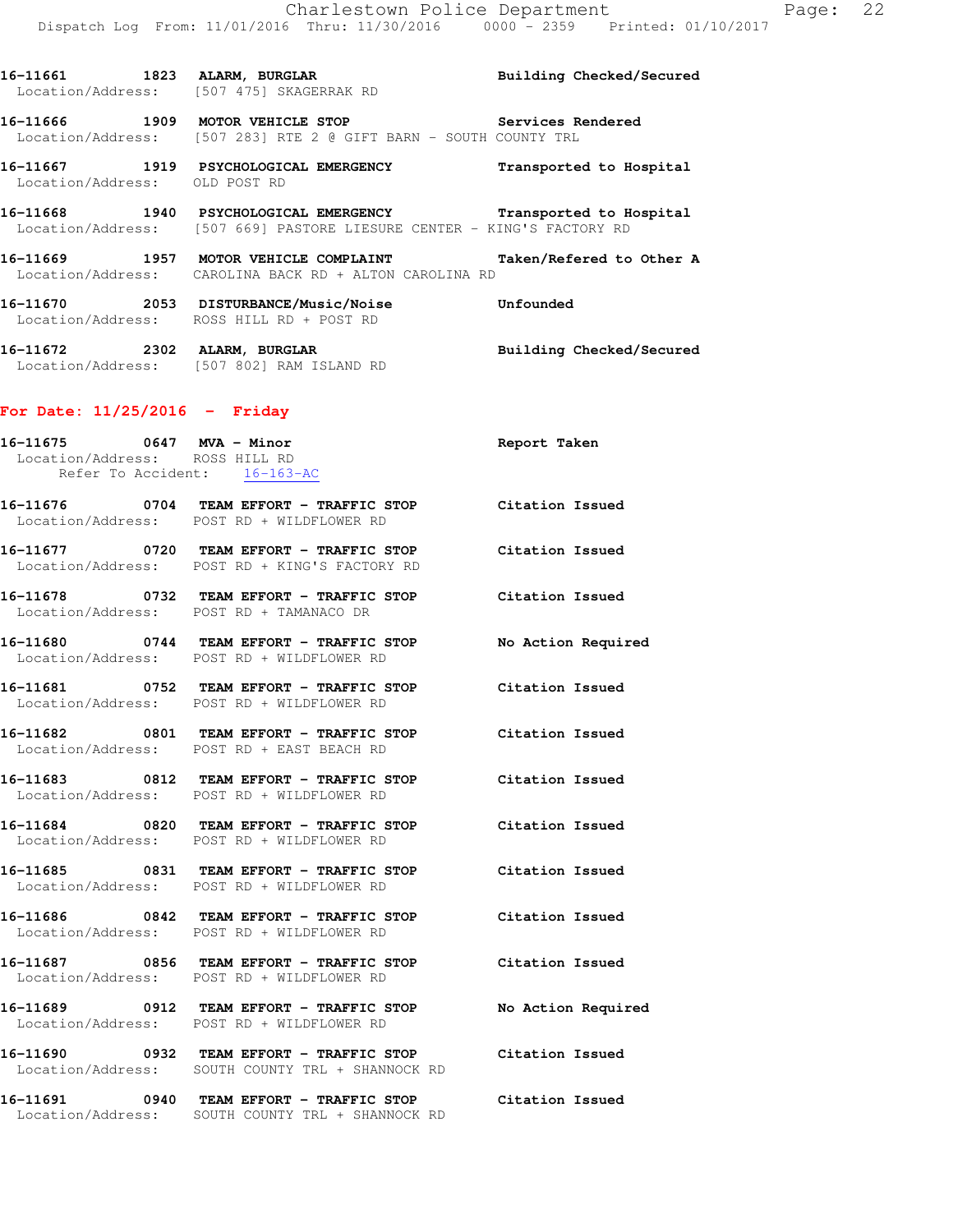16-11661 1823 ALARM, BURGLAR Building Checked/Secured
Location/Address: [507 475] SKAGERRAK RD

16-11666 1909 MOTOR VEHICLE STOP Services Rendered
Location/Address: [507 283] RTE 2 @ GIFT BARN - SOUTH COUNTY TRL

16-11667 1919 PSYCHOLOGICAL EMERGENCY Transported to Hospital
Location/Address: OLD POST RD

16-11668 1940 PSYCHOLOGICAL EMERGENCY Transported to Hospital
Location/Address: [507 669] PASTORE LIESURE CENTER - KING'S FACTORY RD

16-11669 1957 MOTOR VEHICLE COMPLAINT Taken/Refered to Other A
Location/Address: CAROLINA BACK RD + ALTON CAROLINA RD

16-11670 2053 DISTURBANCE/Music/Noise Unfounded
Location/Address: ROSS HILL RD + POST RD

16-11672 2302 ALARM, BURGLAR Building Checked/Secured
Location/Address: [507 802] RAM ISLAND RD

**For Date: 11/25/2016 - Friday**

16-11675 0647 MVA - Minor Report Taken
Location/Address: ROSS HILL RD
Refer To Accident: 16-163-AC

16-11676 0704 TEAM EFFORT - TRAFFIC STOP Citation Issued
Location/Address: POST RD + WILDFLOWER RD

16-11677 0720 TEAM EFFORT - TRAFFIC STOP Citation Issued
Location/Address: POST RD + KING'S FACTORY RD

16-11678 0732 TEAM EFFORT - TRAFFIC STOP Citation Issued
Location/Address: POST RD + TAMANACO DR

16-11680 0744 TEAM EFFORT - TRAFFIC STOP No Action Required
Location/Address: POST RD + WILDFLOWER RD

16-11681 0752 TEAM EFFORT - TRAFFIC STOP Citation Issued
Location/Address: POST RD + WILDFLOWER RD

16-11682 0801 TEAM EFFORT - TRAFFIC STOP Citation Issued
Location/Address: POST RD + EAST BEACH RD

16-11683 0812 TEAM EFFORT - TRAFFIC STOP Citation Issued
Location/Address: POST RD + WILDFLOWER RD

16-11684 0820 TEAM EFFORT - TRAFFIC STOP Citation Issued
Location/Address: POST RD + WILDFLOWER RD

16-11685 0831 TEAM EFFORT - TRAFFIC STOP Citation Issued
Location/Address: POST RD + WILDFLOWER RD

16-11686 0842 TEAM EFFORT - TRAFFIC STOP Citation Issued
Location/Address: POST RD + WILDFLOWER RD

16-11687 0856 TEAM EFFORT - TRAFFIC STOP Citation Issued
Location/Address: POST RD + WILDFLOWER RD

16-11689 0912 TEAM EFFORT - TRAFFIC STOP No Action Required
Location/Address: POST RD + WILDFLOWER RD

16-11690 0932 TEAM EFFORT - TRAFFIC STOP Citation Issued
Location/Address: SOUTH COUNTY TRL + SHANNOCK RD

16-11691 0940 TEAM EFFORT - TRAFFIC STOP Citation Issued
Location/Address: SOUTH COUNTY TRL + SHANNOCK RD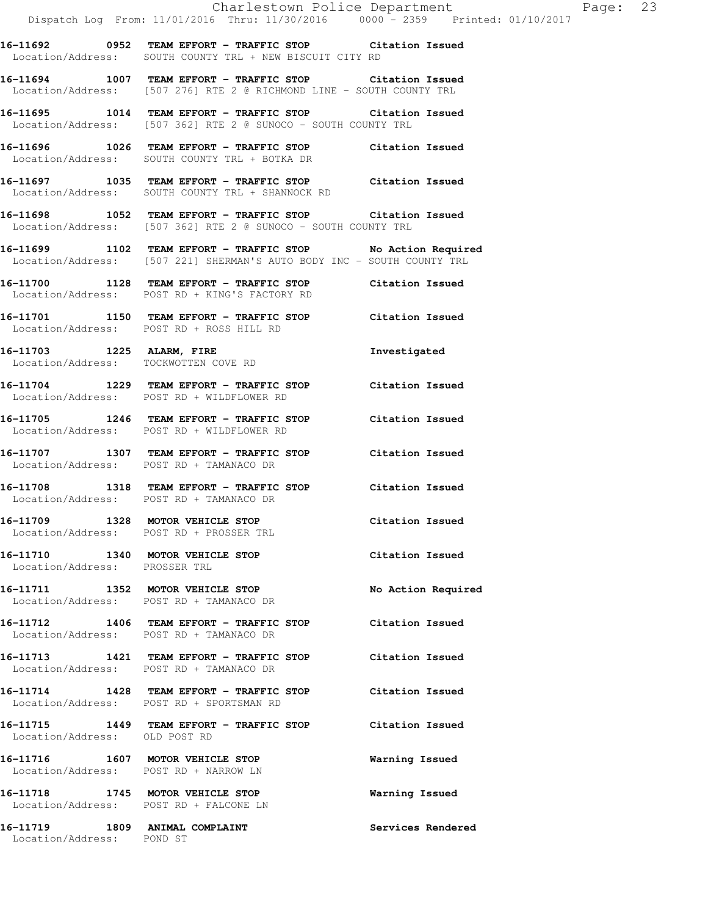**16-11692 0952 TEAM EFFORT - TRAFFIC STOP Citation Issued**
Location/Address: SOUTH COUNTY TRL + NEW BISCUIT CITY RD

**16-11694 1007 TEAM EFFORT - TRAFFIC STOP Citation Issued**
Location/Address: [507 276] RTE 2 @ RICHMOND LINE - SOUTH COUNTY TRL

**16-11695 1014 TEAM EFFORT - TRAFFIC STOP Citation Issued**
Location/Address: [507 362] RTE 2 @ SUNOCO - SOUTH COUNTY TRL

**16-11696 1026 TEAM EFFORT - TRAFFIC STOP Citation Issued**
Location/Address: SOUTH COUNTY TRL + BOTKA DR

**16-11697 1035 TEAM EFFORT - TRAFFIC STOP Citation Issued**
Location/Address: SOUTH COUNTY TRL + SHANNOCK RD

**16-11698 1052 TEAM EFFORT - TRAFFIC STOP Citation Issued**
Location/Address: [507 362] RTE 2 @ SUNOCO - SOUTH COUNTY TRL

**16-11699 1102 TEAM EFFORT - TRAFFIC STOP No Action Required**
Location/Address: [507 221] SHERMAN'S AUTO BODY INC - SOUTH COUNTY TRL

**16-11700 1128 TEAM EFFORT - TRAFFIC STOP Citation Issued**
Location/Address: POST RD + KING'S FACTORY RD

**16-11701 1150 TEAM EFFORT - TRAFFIC STOP Citation Issued**
Location/Address: POST RD + ROSS HILL RD

**16-11703 1225 ALARM, FIRE Investigated**
Location/Address: TOCKWOTTEN COVE RD

**16-11704 1229 TEAM EFFORT - TRAFFIC STOP Citation Issued**
Location/Address: POST RD + WILDFLOWER RD

**16-11705 1246 TEAM EFFORT - TRAFFIC STOP Citation Issued**
Location/Address: POST RD + WILDFLOWER RD

**16-11707 1307 TEAM EFFORT - TRAFFIC STOP Citation Issued**
Location/Address: POST RD + TAMANACO DR

**16-11708 1318 TEAM EFFORT - TRAFFIC STOP Citation Issued**
Location/Address: POST RD + TAMANACO DR

**16-11709 1328 MOTOR VEHICLE STOP Citation Issued**
Location/Address: POST RD + PROSSER TRL

**16-11710 1340 MOTOR VEHICLE STOP Citation Issued**
Location/Address: PROSSER TRL

**16-11711 1352 MOTOR VEHICLE STOP No Action Required**
Location/Address: POST RD + TAMANACO DR

**16-11712 1406 TEAM EFFORT - TRAFFIC STOP Citation Issued**
Location/Address: POST RD + TAMANACO DR

**16-11713 1421 TEAM EFFORT - TRAFFIC STOP Citation Issued**
Location/Address: POST RD + TAMANACO DR

**16-11714 1428 TEAM EFFORT - TRAFFIC STOP Citation Issued**
Location/Address: POST RD + SPORTSMAN RD

**16-11715 1449 TEAM EFFORT - TRAFFIC STOP Citation Issued**
Location/Address: OLD POST RD

**16-11716 1607 MOTOR VEHICLE STOP Warning Issued**
Location/Address: POST RD + NARROW LN

**16-11718 1745 MOTOR VEHICLE STOP Warning Issued**
Location/Address: POST RD + FALCONE LN

**16-11719 1809 ANIMAL COMPLAINT Services Rendered**
Location/Address: POND ST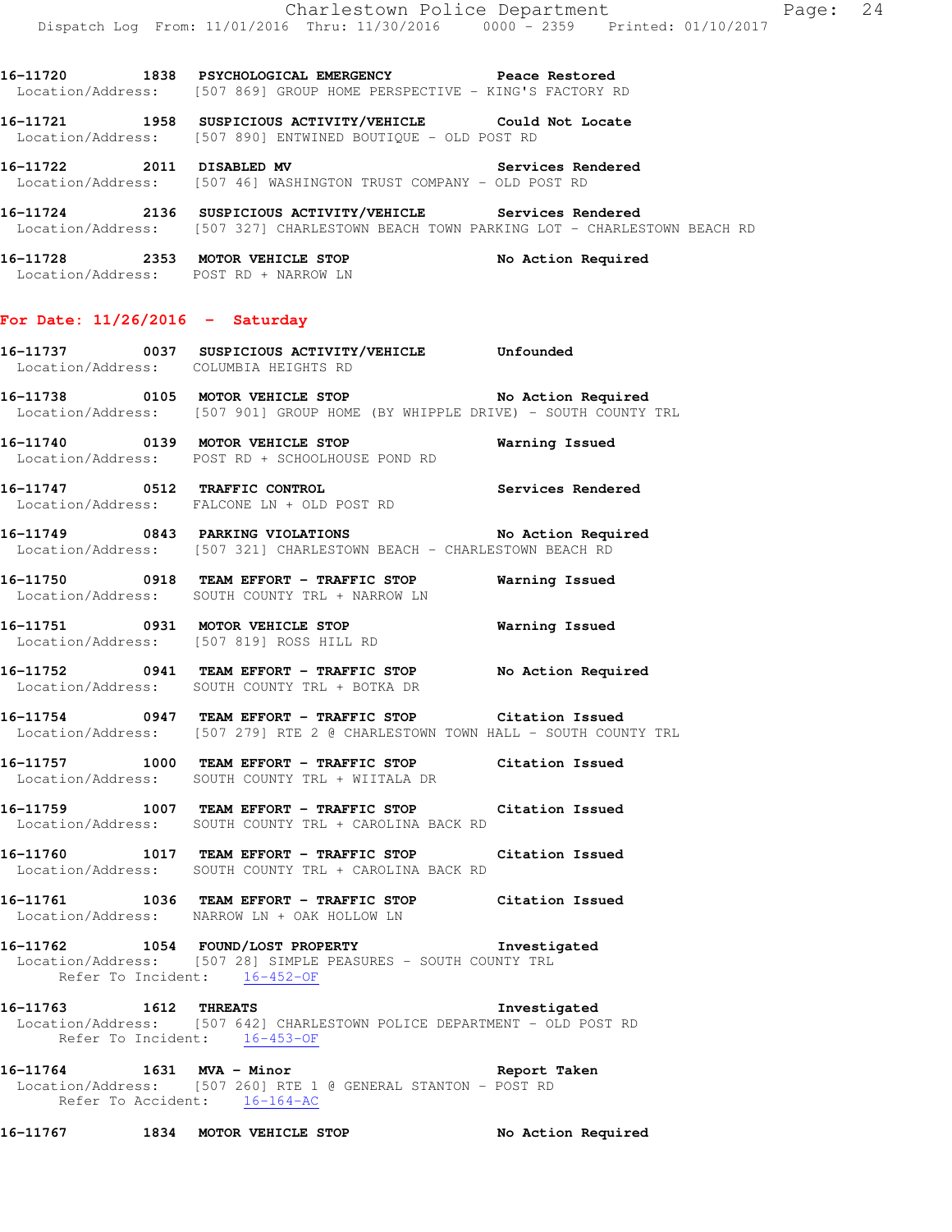16-11720 1838 PSYCHOLOGICAL EMERGENCY Peace Restored
Location/Address: [507 869] GROUP HOME PERSPECTIVE - KING'S FACTORY RD

16-11721 1958 SUSPICIOUS ACTIVITY/VEHICLE Could Not Locate
Location/Address: [507 890] ENTWINED BOUTIQUE - OLD POST RD

16-11722 2011 DISABLED MV Services Rendered
Location/Address: [507 46] WASHINGTON TRUST COMPANY - OLD POST RD

16-11724 2136 SUSPICIOUS ACTIVITY/VEHICLE Services Rendered
Location/Address: [507 327] CHARLESTOWN BEACH TOWN PARKING LOT - CHARLESTOWN BEACH RD

16-11728 2353 MOTOR VEHICLE STOP No Action Required
Location/Address: POST RD + NARROW LN

**For Date: 11/26/2016 - Saturday**

16-11737 0037 SUSPICIOUS ACTIVITY/VEHICLE Unfounded
Location/Address: COLUMBIA HEIGHTS RD

16-11738 0105 MOTOR VEHICLE STOP No Action Required
Location/Address: [507 901] GROUP HOME (BY WHIPPLE DRIVE) - SOUTH COUNTY TRL

16-11740 0139 MOTOR VEHICLE STOP Warning Issued
Location/Address: POST RD + SCHOOLHOUSE POND RD

16-11747 0512 TRAFFIC CONTROL Services Rendered
Location/Address: FALCONE LN + OLD POST RD

16-11749 0843 PARKING VIOLATIONS No Action Required
Location/Address: [507 321] CHARLESTOWN BEACH - CHARLESTOWN BEACH RD

16-11750 0918 TEAM EFFORT - TRAFFIC STOP Warning Issued
Location/Address: SOUTH COUNTY TRL + NARROW LN

16-11751 0931 MOTOR VEHICLE STOP Warning Issued
Location/Address: [507 819] ROSS HILL RD

16-11752 0941 TEAM EFFORT - TRAFFIC STOP No Action Required
Location/Address: SOUTH COUNTY TRL + BOTKA DR

16-11754 0947 TEAM EFFORT - TRAFFIC STOP Citation Issued
Location/Address: [507 279] RTE 2 @ CHARLESTOWN TOWN HALL - SOUTH COUNTY TRL

16-11757 1000 TEAM EFFORT - TRAFFIC STOP Citation Issued
Location/Address: SOUTH COUNTY TRL + WIITALA DR

16-11759 1007 TEAM EFFORT - TRAFFIC STOP Citation Issued
Location/Address: SOUTH COUNTY TRL + CAROLINA BACK RD

16-11760 1017 TEAM EFFORT - TRAFFIC STOP Citation Issued
Location/Address: SOUTH COUNTY TRL + CAROLINA BACK RD

16-11761 1036 TEAM EFFORT - TRAFFIC STOP Citation Issued
Location/Address: NARROW LN + OAK HOLLOW LN

16-11762 1054 FOUND/LOST PROPERTY Investigated
Location/Address: [507 28] SIMPLE PEASURES - SOUTH COUNTY TRL
Refer To Incident: 16-452-OF

16-11763 1612 THREATS Investigated
Location/Address: [507 642] CHARLESTOWN POLICE DEPARTMENT - OLD POST RD
Refer To Incident: 16-453-OF

16-11764 1631 MVA - Minor Report Taken
Location/Address: [507 260] RTE 1 @ GENERAL STANTON - POST RD
Refer To Accident: 16-164-AC

16-11767 1834 MOTOR VEHICLE STOP No Action Required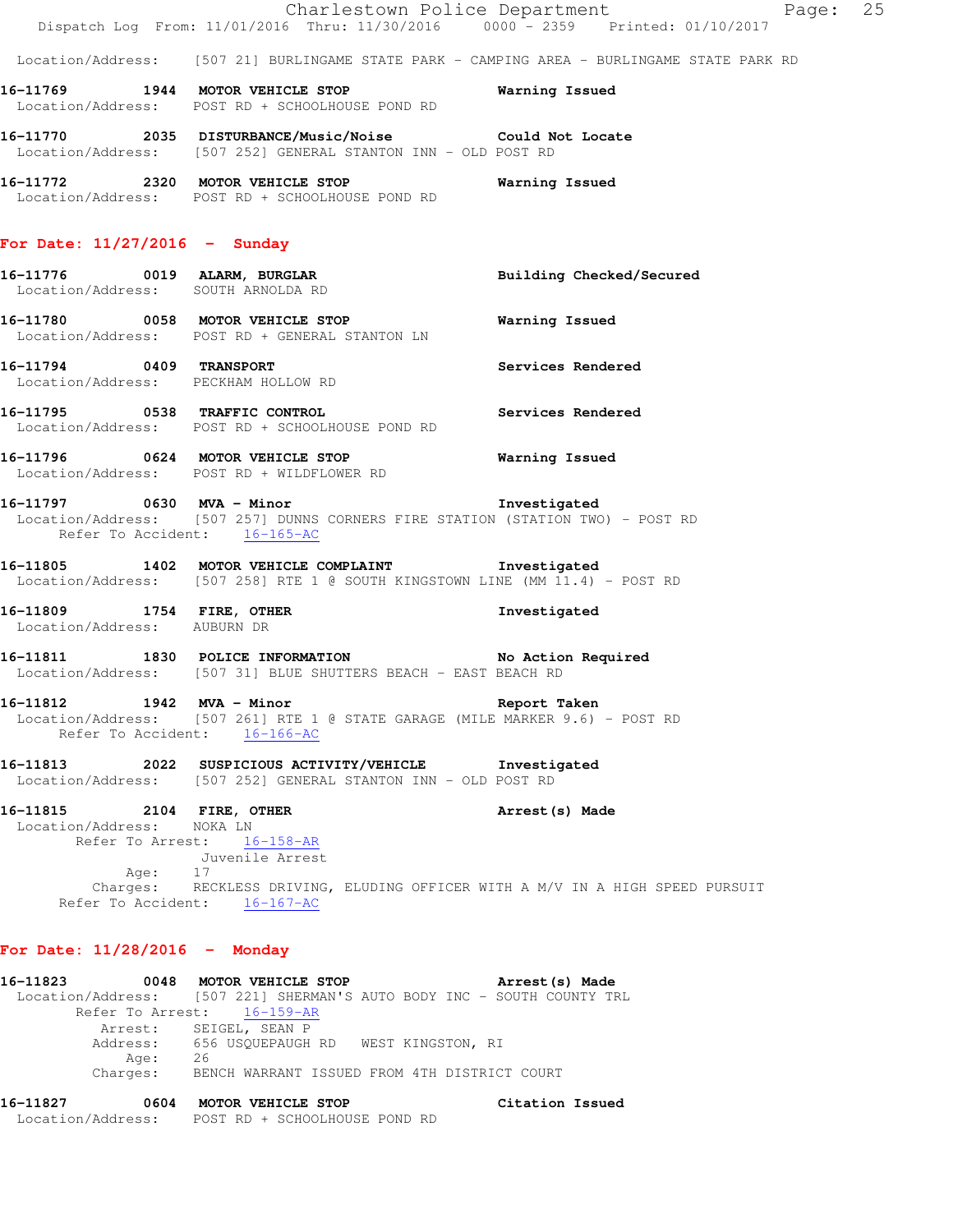Location/Address: [507 21] BURLINGAME STATE PARK - CAMPING AREA - BURLINGAME STATE PARK RD

**16-11769 1944 MOTOR VEHICLE STOP** Warning Issued
Location/Address: POST RD + SCHOOLHOUSE POND RD

**16-11770 2035 DISTURBANCE/Music/Noise** Could Not Locate
Location/Address: [507 252] GENERAL STANTON INN - OLD POST RD

**16-11772 2320 MOTOR VEHICLE STOP** Warning Issued
Location/Address: POST RD + SCHOOLHOUSE POND RD

## For Date: 11/27/2016 - Sunday

**16-11776 0019 ALARM, BURGLAR** Building Checked/Secured
Location/Address: SOUTH ARNOLDA RD

**16-11780 0058 MOTOR VEHICLE STOP** Warning Issued
Location/Address: POST RD + GENERAL STANTON LN

**16-11794 0409 TRANSPORT** Services Rendered
Location/Address: PECKHAM HOLLOW RD

**16-11795 0538 TRAFFIC CONTROL** Services Rendered
Location/Address: POST RD + SCHOOLHOUSE POND RD

**16-11796 0624 MOTOR VEHICLE STOP** Warning Issued
Location/Address: POST RD + WILDFLOWER RD

**16-11797 0630 MVA - Minor** Investigated
Location/Address: [507 257] DUNNS CORNERS FIRE STATION (STATION TWO) - POST RD
Refer To Accident: 16-165-AC

**16-11805 1402 MOTOR VEHICLE COMPLAINT** Investigated
Location/Address: [507 258] RTE 1 @ SOUTH KINGSTOWN LINE (MM 11.4) - POST RD

**16-11809 1754 FIRE, OTHER** Investigated
Location/Address: AUBURN DR

**16-11811 1830 POLICE INFORMATION** No Action Required
Location/Address: [507 31] BLUE SHUTTERS BEACH - EAST BEACH RD

**16-11812 1942 MVA - Minor** Report Taken
Location/Address: [507 261] RTE 1 @ STATE GARAGE (MILE MARKER 9.6) - POST RD
Refer To Accident: 16-166-AC

**16-11813 2022 SUSPICIOUS ACTIVITY/VEHICLE** Investigated
Location/Address: [507 252] GENERAL STANTON INN - OLD POST RD

**16-11815 2104 FIRE, OTHER** Arrest(s) Made
Location/Address: NOKA LN
Refer To Arrest: 16-158-AR
Juvenile Arrest
Age: 17
Charges: RECKLESS DRIVING, ELUDING OFFICER WITH A M/V IN A HIGH SPEED PURSUIT
Refer To Accident: 16-167-AC

## For Date: 11/28/2016 - Monday

**16-11823 0048 MOTOR VEHICLE STOP** Arrest(s) Made
Location/Address: [507 221] SHERMAN'S AUTO BODY INC - SOUTH COUNTY TRL
Refer To Arrest: 16-159-AR
Arrest: SEIGEL, SEAN P
Address: 656 USQUEPAUGH RD WEST KINGSTON, RI
Age: 26
Charges: BENCH WARRANT ISSUED FROM 4TH DISTRICT COURT

**16-11827 0604 MOTOR VEHICLE STOP** Citation Issued
Location/Address: POST RD + SCHOOLHOUSE POND RD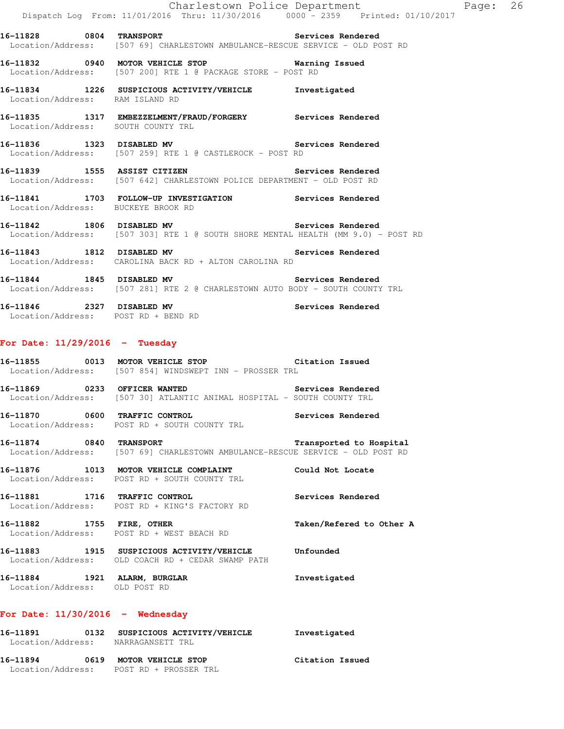16-11828 0804 **TRANSPORT** **Services Rendered**
Location/Address: [507 69] CHARLESTOWN AMBULANCE-RESCUE SERVICE - OLD POST RD

16-11832 0940 **MOTOR VEHICLE STOP** **Warning Issued**
Location/Address: [507 200] RTE 1 @ PACKAGE STORE - POST RD

16-11834 1226 **SUSPICIOUS ACTIVITY/VEHICLE** **Investigated**
Location/Address: RAM ISLAND RD

16-11835 1317 **EMBEZZELMENT/FRAUD/FORGERY** **Services Rendered**
Location/Address: SOUTH COUNTY TRL

16-11836 1323 **DISABLED MV** **Services Rendered**
Location/Address: [507 259] RTE 1 @ CASTLEROCK - POST RD

16-11839 1555 **ASSIST CITIZEN** **Services Rendered**
Location/Address: [507 642] CHARLESTOWN POLICE DEPARTMENT - OLD POST RD

16-11841 1703 **FOLLOW-UP INVESTIGATION** **Services Rendered**
Location/Address: BUCKEYE BROOK RD

16-11842 1806 **DISABLED MV** **Services Rendered**
Location/Address: [507 303] RTE 1 @ SOUTH SHORE MENTAL HEALTH (MM 9.0) - POST RD

16-11843 1812 **DISABLED MV** **Services Rendered**
Location/Address: CAROLINA BACK RD + ALTON CAROLINA RD

16-11844 1845 **DISABLED MV** **Services Rendered**
Location/Address: [507 281] RTE 2 @ CHARLESTOWN AUTO BODY - SOUTH COUNTY TRL

16-11846 2327 **DISABLED MV** **Services Rendered**
Location/Address: POST RD + BEND RD

## For Date: 11/29/2016 - Tuesday

16-11855 0013 **MOTOR VEHICLE STOP** **Citation Issued**
Location/Address: [507 854] WINDSWEPT INN - PROSSER TRL

16-11869 0233 **OFFICER WANTED** **Services Rendered**
Location/Address: [507 30] ATLANTIC ANIMAL HOSPITAL - SOUTH COUNTY TRL

16-11870 0600 **TRAFFIC CONTROL** **Services Rendered**
Location/Address: POST RD + SOUTH COUNTY TRL

16-11874 0840 **TRANSPORT** **Transported to Hospital**
Location/Address: [507 69] CHARLESTOWN AMBULANCE-RESCUE SERVICE - OLD POST RD

16-11876 1013 **MOTOR VEHICLE COMPLAINT** **Could Not Locate**
Location/Address: POST RD + SOUTH COUNTY TRL

16-11881 1716 **TRAFFIC CONTROL** **Services Rendered**
Location/Address: POST RD + KING'S FACTORY RD

16-11882 1755 **FIRE, OTHER** **Taken/Refered to Other A**
Location/Address: POST RD + WEST BEACH RD

16-11883 1915 **SUSPICIOUS ACTIVITY/VEHICLE** **Unfounded**
Location/Address: OLD COACH RD + CEDAR SWAMP PATH

16-11884 1921 **ALARM, BURGLAR** **Investigated**
Location/Address: OLD POST RD

## For Date: 11/30/2016 - Wednesday

16-11891 0132 **SUSPICIOUS ACTIVITY/VEHICLE** **Investigated**
Location/Address: NARRAGANSETT TRL

16-11894 0619 **MOTOR VEHICLE STOP** **Citation Issued**
Location/Address: POST RD + PROSSER TRL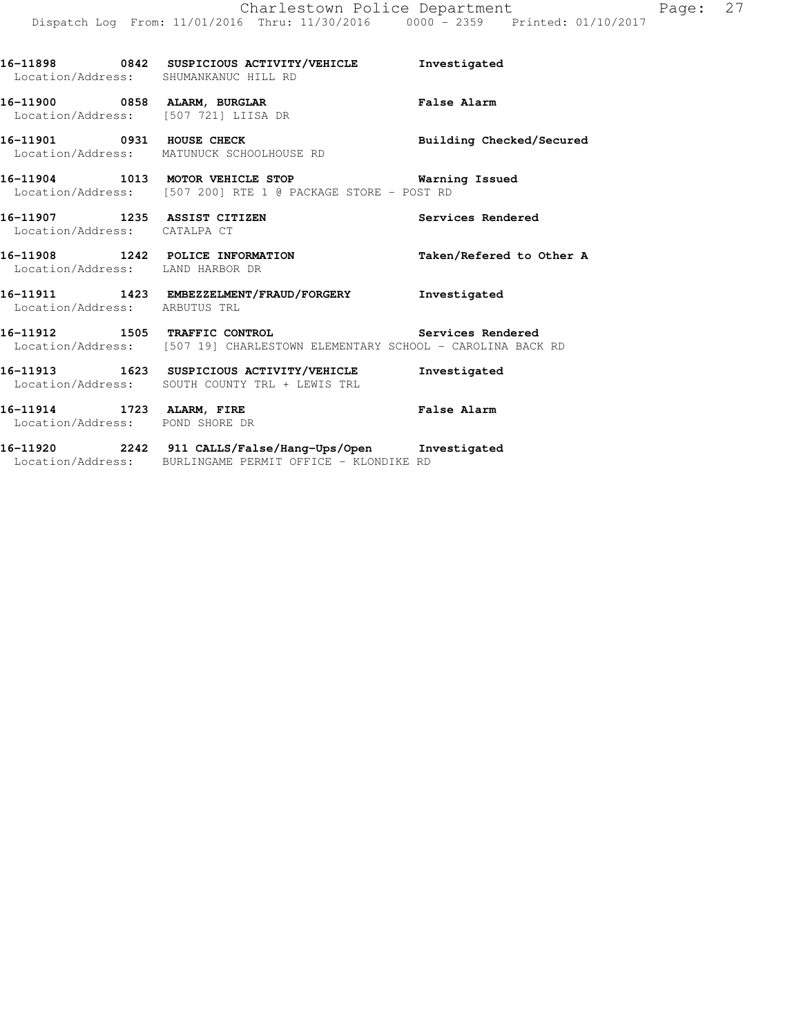**16-11898 0842 SUSPICIOUS ACTIVITY/VEHICLE Investigated**
Location/Address: SHUMANKANUC HILL RD

**16-11900 0858 ALARM, BURGLAR False Alarm**
Location/Address: [507 721] LIISA DR

**16-11901 0931 HOUSE CHECK Building Checked/Secured**
Location/Address: MATUNUCK SCHOOLHOUSE RD

**16-11904 1013 MOTOR VEHICLE STOP Warning Issued**
Location/Address: [507 200] RTE 1 @ PACKAGE STORE - POST RD

**16-11907 1235 ASSIST CITIZEN Services Rendered**
Location/Address: CATALPA CT

**16-11908 1242 POLICE INFORMATION Taken/Refered to Other A**
Location/Address: LAND HARBOR DR

**16-11911 1423 EMBEZZELMENT/FRAUD/FORGERY Investigated**
Location/Address: ARBUTUS TRL

**16-11912 1505 TRAFFIC CONTROL Services Rendered**
Location/Address: [507 19] CHARLESTOWN ELEMENTARY SCHOOL - CAROLINA BACK RD

**16-11913 1623 SUSPICIOUS ACTIVITY/VEHICLE Investigated**
Location/Address: SOUTH COUNTY TRL + LEWIS TRL

**16-11914 1723 ALARM, FIRE False Alarm**
Location/Address: POND SHORE DR

**16-11920 2242 911 CALLS/False/Hang-Ups/Open Investigated**
Location/Address: BURLINGAME PERMIT OFFICE - KLONDIKE RD